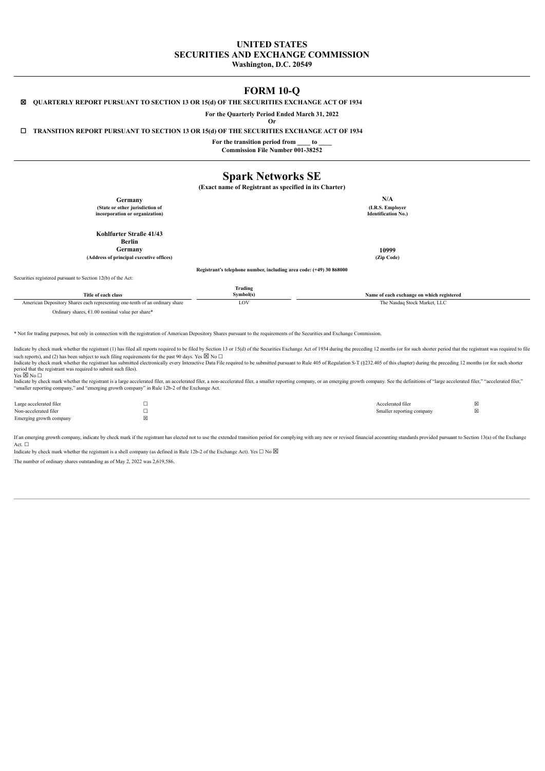# UNITED STATES
# SECURITIES AND EXCHANGE COMMISSION
**Washington, D.C. 20549**

---

# FORM 10-Q

☒ **QUARTERLY REPORT PURSUANT TO SECTION 13 OR 15(d) OF THE SECURITIES EXCHANGE ACT OF 1934**

**For the Quarterly Period Ended March 31, 2022**

**Or**

☐ **TRANSITION REPORT PURSUANT TO SECTION 13 OR 15(d) OF THE SECURITIES EXCHANGE ACT OF 1934**

**For the transition period from \_\_\_\_ to \_\_\_\_**

**Commission File Number 001-38252**

---

# Spark Networks SE

**(Exact name of Registrant as specified in its Charter)**

| | |
|---|---|
| **Germany**<br>**(State or other jurisdiction of incorporation or organization)** | **N/A**<br>**(I.R.S. Employer Identification No.)** |
| **Kohlfurter Straße 41/43**<br>**Berlin**<br>**Germany**<br>**(Address of principal executive offices)** | **10999**<br>**(Zip Code)** |

**Registrant's telephone number, including area code: (+49) 30 868000**

Securities registered pursuant to Section 12(b) of the Act:

| Title of each class | Trading Symbol(s) | Name of each exchange on which registered |
|---|---|---|
| American Depository Shares each representing one-tenth of an ordinary share | LOV | The Nasdaq Stock Market, LLC |
| Ordinary shares, €1.00 nominal value per share* | | |

\* Not for trading purposes, but only in connection with the registration of American Depository Shares pursuant to the requirements of the Securities and Exchange Commission.

Indicate by check mark whether the registrant (1) has filed all reports required to be filed by Section 13 or 15(d) of the Securities Exchange Act of 1934 during the preceding 12 months (or for such shorter period that the registrant was required to file such reports), and (2) has been subject to such filing requirements for the past 90 days. Yes ☒ No ☐

Indicate by check mark whether the registrant has submitted electronically every Interactive Data File required to be submitted pursuant to Rule 405 of Regulation S-T (§232.405 of this chapter) during the preceding 12 months (or for such shorter period that the registrant was required to submit such files).
Yes ☒ No ☐

Indicate by check mark whether the registrant is a large accelerated filer, an accelerated filer, a non-accelerated filer, a smaller reporting company, or an emerging growth company. See the definitions of "large accelerated filer," "accelerated filer," "smaller reporting company," and "emerging growth company" in Rule 12b-2 of the Exchange Act.

| | | | |
|---|---|---|---|
| Large accelerated filer | ☐ | Accelerated filer | ☒ |
| Non-accelerated filer | ☐ | Smaller reporting company | ☒ |
| Emerging growth company | ☒ | | |

If an emerging growth company, indicate by check mark if the registrant has elected not to use the extended transition period for complying with any new or revised financial accounting standards provided pursuant to Section 13(a) of the Exchange Act. ☐

Indicate by check mark whether the registrant is a shell company (as defined in Rule 12b-2 of the Exchange Act). Yes ☐ No ☒

The number of ordinary shares outstanding as of May 2, 2022 was 2,619,586.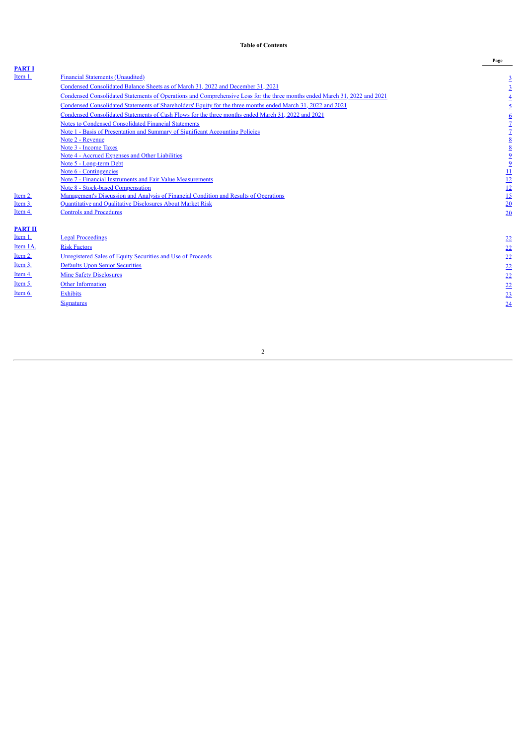# Table of Contents

| | | Page |
|---|---|---|
| **PART I** | | |
| Item 1. | Financial Statements (Unaudited) | 3 |
| | Condensed Consolidated Balance Sheets as of March 31, 2022 and December 31, 2021 | 3 |
| | Condensed Consolidated Statements of Operations and Comprehensive Loss for the three months ended March 31, 2022 and 2021 | 4 |
| | Condensed Consolidated Statements of Shareholders' Equity for the three months ended March 31, 2022 and 2021 | 5 |
| | Condensed Consolidated Statements of Cash Flows for the three months ended March 31, 2022 and 2021 | 6 |
| | Notes to Condensed Consolidated Financial Statements | 7 |
| | Note 1 - Basis of Presentation and Summary of Significant Accounting Policies | 7 |
| | Note 2 - Revenue | 8 |
| | Note 3 - Income Taxes | 8 |
| | Note 4 - Accrued Expenses and Other Liabilities | 9 |
| | Note 5 - Long-term Debt | 9 |
| | Note 6 - Contingencies | 11 |
| | Note 7 - Financial Instruments and Fair Value Measurements | 12 |
| | Note 8 - Stock-based Compensation | 12 |
| Item 2. | Management's Discussion and Analysis of Financial Condition and Results of Operations | 15 |
| Item 3. | Quantitative and Qualitative Disclosures About Market Risk | 20 |
| Item 4. | Controls and Procedures | 20 |
| **PART II** | | |
| Item 1. | Legal Proceedings | 22 |
| Item 1A. | Risk Factors | 22 |
| Item 2. | Unregistered Sales of Equity Securities and Use of Proceeds | 22 |
| Item 3. | Defaults Upon Senior Securities | 22 |
| Item 4. | Mine Safety Disclosures | 22 |
| Item 5. | Other Information | 22 |
| Item 6. | Exhibits | 23 |
| | Signatures | 24 |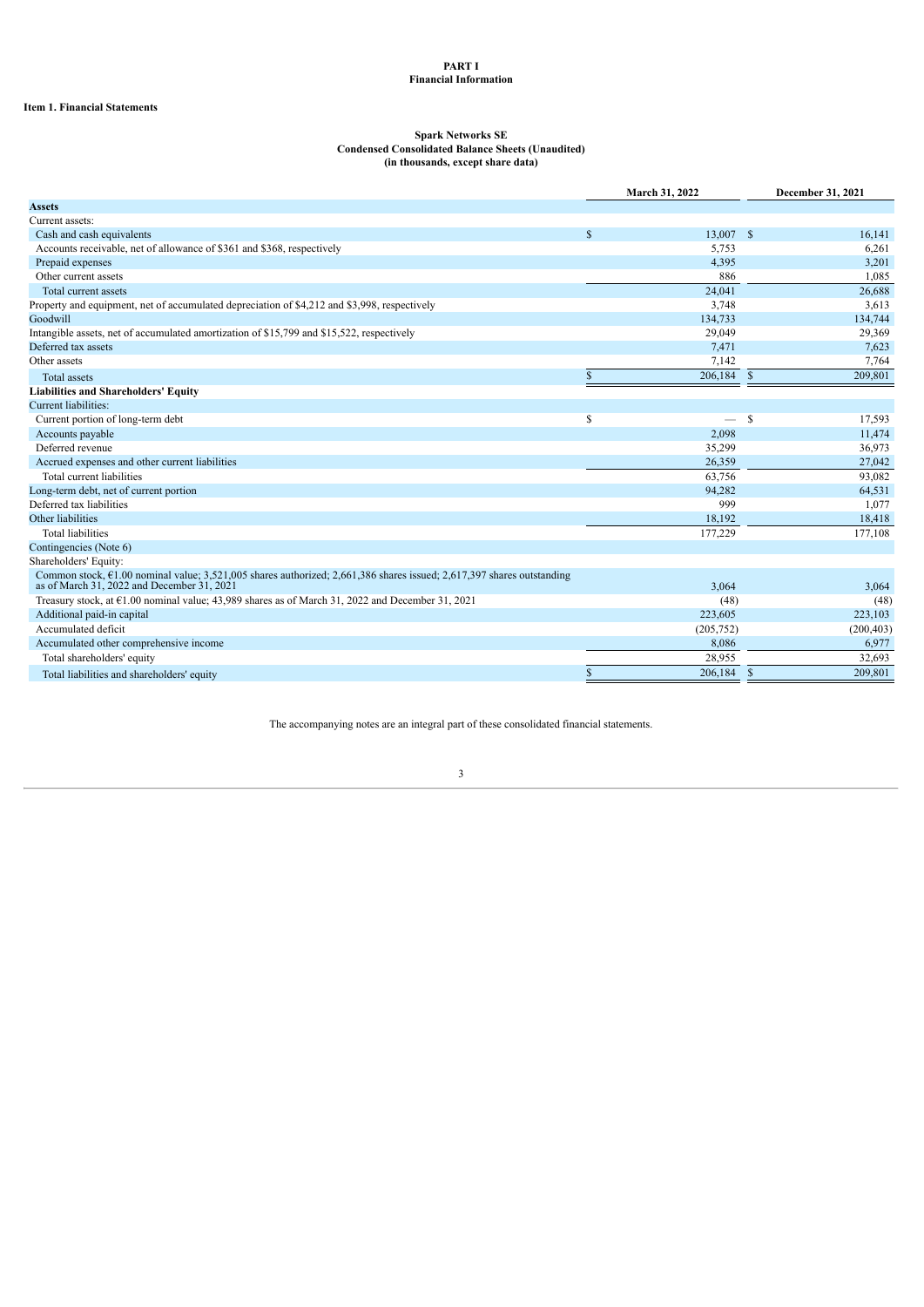**PART I**
**Financial Information**

**Item 1. Financial Statements**

**Spark Networks SE**
**Condensed Consolidated Balance Sheets (Unaudited)**
**(in thousands, except share data)**

| | March 31, 2022 | December 31, 2021 |
|---|---|---|
| **Assets** | | |
| Current assets: | | |
| Cash and cash equivalents | $ 13,007 | $ 16,141 |
| Accounts receivable, net of allowance of $361 and $368, respectively | 5,753 | 6,261 |
| Prepaid expenses | 4,395 | 3,201 |
| Other current assets | 886 | 1,085 |
| Total current assets | 24,041 | 26,688 |
| Property and equipment, net of accumulated depreciation of $4,212 and $3,998, respectively | 3,748 | 3,613 |
| Goodwill | 134,733 | 134,744 |
| Intangible assets, net of accumulated amortization of $15,799 and $15,522, respectively | 29,049 | 29,369 |
| Deferred tax assets | 7,471 | 7,623 |
| Other assets | 7,142 | 7,764 |
| Total assets | $ 206,184 | $ 209,801 |
| **Liabilities and Shareholders' Equity** | | |
| Current liabilities: | | |
| Current portion of long-term debt | $ — | $ 17,593 |
| Accounts payable | 2,098 | 11,474 |
| Deferred revenue | 35,299 | 36,973 |
| Accrued expenses and other current liabilities | 26,359 | 27,042 |
| Total current liabilities | 63,756 | 93,082 |
| Long-term debt, net of current portion | 94,282 | 64,531 |
| Deferred tax liabilities | 999 | 1,077 |
| Other liabilities | 18,192 | 18,418 |
| Total liabilities | 177,229 | 177,108 |
| Contingencies (Note 6) | | |
| Shareholders' Equity: | | |
| Common stock, €1.00 nominal value; 3,521,005 shares authorized; 2,661,386 shares issued; 2,617,397 shares outstanding as of March 31, 2022 and December 31, 2021 | 3,064 | 3,064 |
| Treasury stock, at €1.00 nominal value; 43,989 shares as of March 31, 2022 and December 31, 2021 | (48) | (48) |
| Additional paid-in capital | 223,605 | 223,103 |
| Accumulated deficit | (205,752) | (200,403) |
| Accumulated other comprehensive income | 8,086 | 6,977 |
| Total shareholders' equity | 28,955 | 32,693 |
| Total liabilities and shareholders' equity | $ 206,184 | $ 209,801 |

The accompanying notes are an integral part of these consolidated financial statements.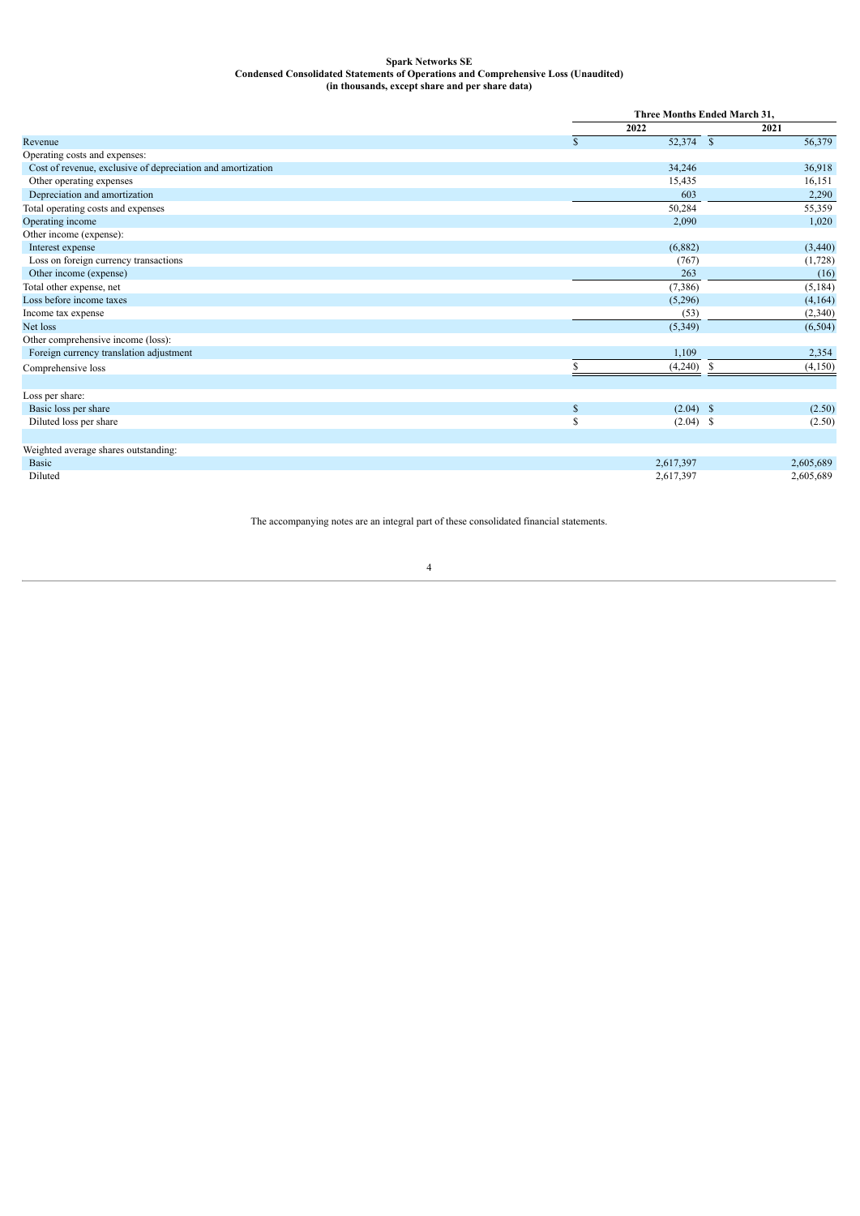**Spark Networks SE**
**Condensed Consolidated Statements of Operations and Comprehensive Loss (Unaudited)**
**(in thousands, except share and per share data)**

| | Three Months Ended March 31, | |
|---|---|---|
| | 2022 | 2021 |
| Revenue | $ 52,374 | $ 56,379 |
| Operating costs and expenses: | | |
| Cost of revenue, exclusive of depreciation and amortization | 34,246 | 36,918 |
| Other operating expenses | 15,435 | 16,151 |
| Depreciation and amortization | 603 | 2,290 |
| Total operating costs and expenses | 50,284 | 55,359 |
| Operating income | 2,090 | 1,020 |
| Other income (expense): | | |
| Interest expense | (6,882) | (3,440) |
| Loss on foreign currency transactions | (767) | (1,728) |
| Other income (expense) | 263 | (16) |
| Total other expense, net | (7,386) | (5,184) |
| Loss before income taxes | (5,296) | (4,164) |
| Income tax expense | (53) | (2,340) |
| Net loss | (5,349) | (6,504) |
| Other comprehensive income (loss): | | |
| Foreign currency translation adjustment | 1,109 | 2,354 |
| Comprehensive loss | $ (4,240) | $ (4,150) |
| | | |
| Loss per share: | | |
| Basic loss per share | $ (2.04) | $ (2.50) |
| Diluted loss per share | $ (2.04) | $ (2.50) |
| | | |
| Weighted average shares outstanding: | | |
| Basic | 2,617,397 | 2,605,689 |
| Diluted | 2,617,397 | 2,605,689 |

The accompanying notes are an integral part of these consolidated financial statements.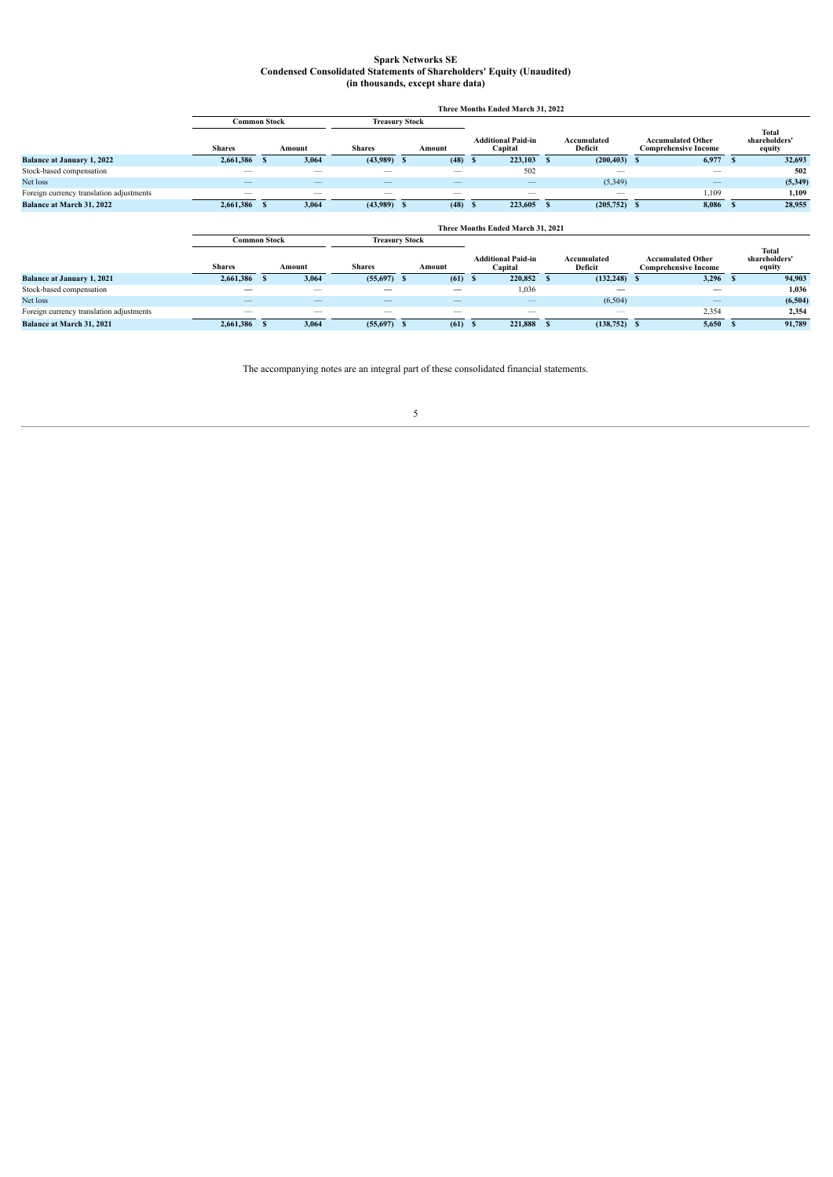**Spark Networks SE**
**Condensed Consolidated Statements of Shareholders' Equity (Unaudited)**
**(in thousands, except share data)**

| | Three Months Ended March 31, 2022 | | | | | | | |
|---|---|---|---|---|---|---|---|---|
| | Common Stock | | Treasury Stock | | | | | |
| | Shares | Amount | Shares | Amount | Additional Paid-in Capital | Accumulated Deficit | Accumulated Other Comprehensive Income | Total shareholders' equity |
| **Balance at January 1, 2022** | **2,661,386** | **$ 3,064** | **(43,989)** | **$ (48)** | **$ 223,103** | **$ (200,403)** | **$ 6,977** | **$ 32,693** |
| Stock-based compensation | — | — | — | — | 502 | — | — | **502** |
| Net loss | — | — | — | — | — | (5,349) | — | **(5,349)** |
| Foreign currency translation adjustments | — | — | — | — | — | — | 1,109 | **1,109** |
| **Balance at March 31, 2022** | **2,661,386** | **$ 3,064** | **(43,989)** | **$ (48)** | **$ 223,605** | **$ (205,752)** | **$ 8,086** | **$ 28,955** |

| | Three Months Ended March 31, 2021 | | | | | | | |
|---|---|---|---|---|---|---|---|---|
| | Common Stock | | Treasury Stock | | | | | |
| | Shares | Amount | Shares | Amount | Additional Paid-in Capital | Accumulated Deficit | Accumulated Other Comprehensive Income | Total shareholders' equity |
| **Balance at January 1, 2021** | **2,661,386** | **$ 3,064** | **(55,697)** | **$ (61)** | **$ 220,852** | **$ (132,248)** | **$ 3,296** | **$ 94,903** |
| Stock-based compensation | — | — | — | — | 1,036 | — | — | **1,036** |
| Net loss | — | — | — | — | — | (6,504) | — | **(6,504)** |
| Foreign currency translation adjustments | — | — | — | — | — | — | 2,354 | **2,354** |
| **Balance at March 31, 2021** | **2,661,386** | **$ 3,064** | **(55,697)** | **$ (61)** | **$ 221,888** | **$ (138,752)** | **$ 5,650** | **$ 91,789** |

The accompanying notes are an integral part of these consolidated financial statements.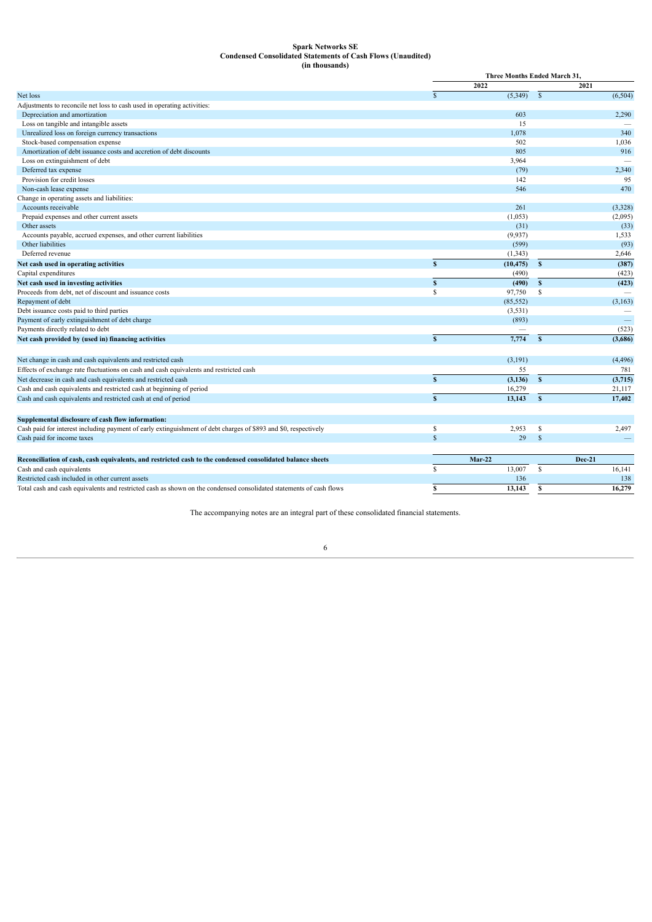# Spark Networks SE
## Condensed Consolidated Statements of Cash Flows (Unaudited)
### (in thousands)

| | Three Months Ended March 31, | |
|---|---|---|
| | 2022 | 2021 |
| Net loss | $ (5,349) | $ (6,504) |
| Adjustments to reconcile net loss to cash used in operating activities: | | |
| Depreciation and amortization | 603 | 2,290 |
| Loss on tangible and intangible assets | 15 | — |
| Unrealized loss on foreign currency transactions | 1,078 | 340 |
| Stock-based compensation expense | 502 | 1,036 |
| Amortization of debt issuance costs and accretion of debt discounts | 805 | 916 |
| Loss on extinguishment of debt | 3,964 | — |
| Deferred tax expense | (79) | 2,340 |
| Provision for credit losses | 142 | 95 |
| Non-cash lease expense | 546 | 470 |
| Change in operating assets and liabilities: | | |
| Accounts receivable | 261 | (3,328) |
| Prepaid expenses and other current assets | (1,053) | (2,095) |
| Other assets | (31) | (33) |
| Accounts payable, accrued expenses, and other current liabilities | (9,937) | 1,533 |
| Other liabilities | (599) | (93) |
| Deferred revenue | (1,343) | 2,646 |
| **Net cash used in operating activities** | **$ (10,475)** | **$ (387)** |
| Capital expenditures | (490) | (423) |
| **Net cash used in investing activities** | **$ (490)** | **$ (423)** |
| Proceeds from debt, net of discount and issuance costs | $ 97,750 | $ — |
| Repayment of debt | (85,552) | (3,163) |
| Debt issuance costs paid to third parties | (3,531) | — |
| Payment of early extinguishment of debt charge | (893) | — |
| Payments directly related to debt | — | (523) |
| **Net cash provided by (used in) financing activities** | **$ 7,774** | **$ (3,686)** |
| | | |
| Net change in cash and cash equivalents and restricted cash | (3,191) | (4,496) |
| Effects of exchange rate fluctuations on cash and cash equivalents and restricted cash | 55 | 781 |
| Net decrease in cash and cash equivalents and restricted cash | **$ (3,136)** | **$ (3,715)** |
| Cash and cash equivalents and restricted cash at beginning of period | 16,279 | 21,117 |
| Cash and cash equivalents and restricted cash at end of period | **$ 13,143** | **$ 17,402** |
| | | |
| **Supplemental disclosure of cash flow information:** | | |
| Cash paid for interest including payment of early extinguishment of debt charges of $893 and $0, respectively | $ 2,953 | $ 2,497 |
| Cash paid for income taxes | $ 29 | $ — |

| **Reconciliation of cash, cash equivalents, and restricted cash to the condensed consolidated balance sheets** | **Mar-22** | **Dec-21** |
|---|---|---|
| Cash and cash equivalents | $ 13,007 | $ 16,141 |
| Restricted cash included in other current assets | 136 | 138 |
| Total cash and cash equivalents and restricted cash as shown on the condensed consolidated statements of cash flows | **$ 13,143** | **$ 16,279** |

The accompanying notes are an integral part of these consolidated financial statements.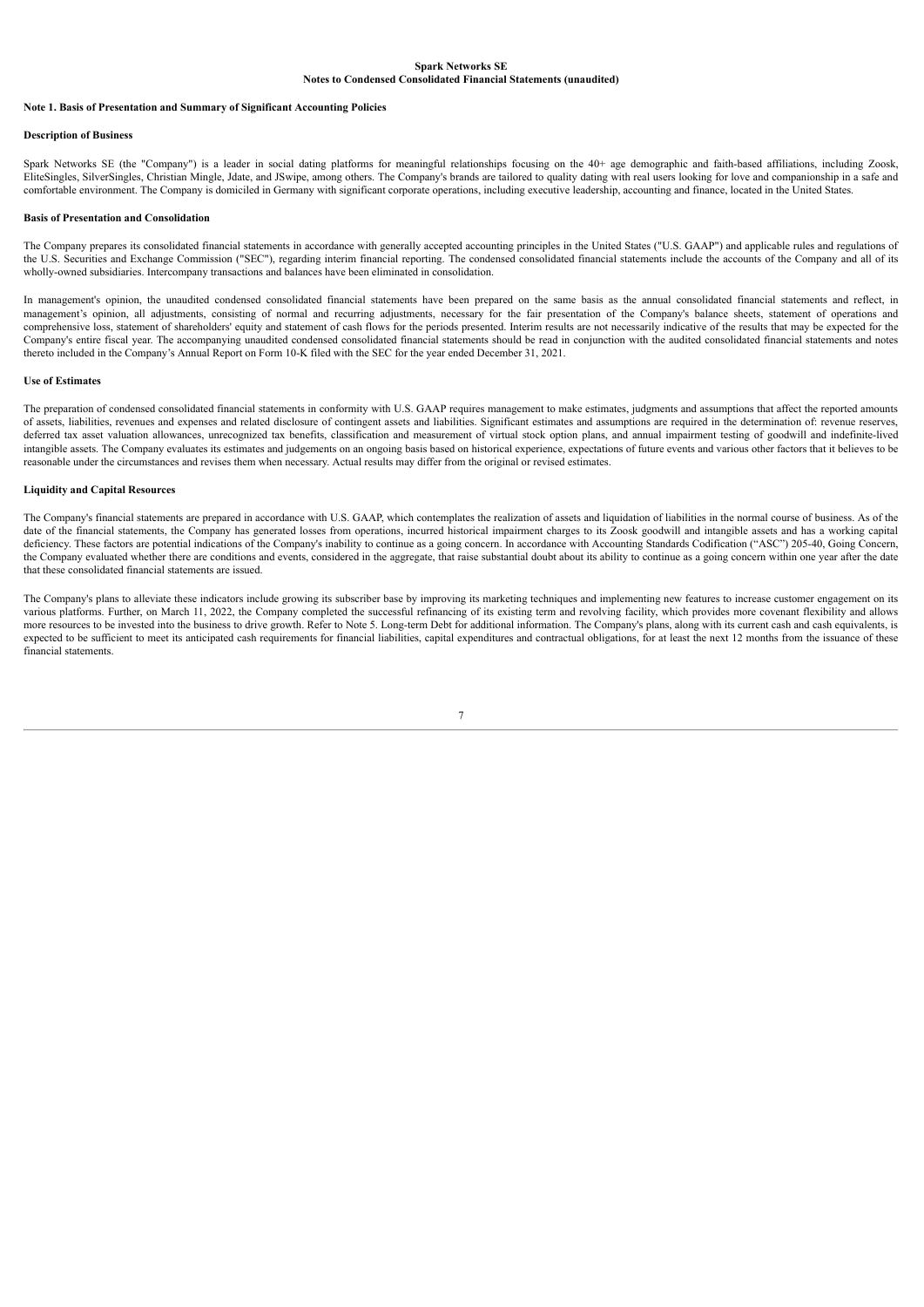**Spark Networks SE**
**Notes to Condensed Consolidated Financial Statements (unaudited)**

## Note 1. Basis of Presentation and Summary of Significant Accounting Policies

### Description of Business

Spark Networks SE (the "Company") is a leader in social dating platforms for meaningful relationships focusing on the 40+ age demographic and faith-based affiliations, including Zoosk, EliteSingles, SilverSingles, Christian Mingle, Jdate, and JSwipe, among others. The Company's brands are tailored to quality dating with real users looking for love and companionship in a safe and comfortable environment. The Company is domiciled in Germany with significant corporate operations, including executive leadership, accounting and finance, located in the United States.

### Basis of Presentation and Consolidation

The Company prepares its consolidated financial statements in accordance with generally accepted accounting principles in the United States ("U.S. GAAP") and applicable rules and regulations of the U.S. Securities and Exchange Commission ("SEC"), regarding interim financial reporting. The condensed consolidated financial statements include the accounts of the Company and all of its wholly-owned subsidiaries. Intercompany transactions and balances have been eliminated in consolidation.

In management's opinion, the unaudited condensed consolidated financial statements have been prepared on the same basis as the annual consolidated financial statements and reflect, in management's opinion, all adjustments, consisting of normal and recurring adjustments, necessary for the fair presentation of the Company's balance sheets, statement of operations and comprehensive loss, statement of shareholders' equity and statement of cash flows for the periods presented. Interim results are not necessarily indicative of the results that may be expected for the Company's entire fiscal year. The accompanying unaudited condensed consolidated financial statements should be read in conjunction with the audited consolidated financial statements and notes thereto included in the Company's Annual Report on Form 10-K filed with the SEC for the year ended December 31, 2021.

### Use of Estimates

The preparation of condensed consolidated financial statements in conformity with U.S. GAAP requires management to make estimates, judgments and assumptions that affect the reported amounts of assets, liabilities, revenues and expenses and related disclosure of contingent assets and liabilities. Significant estimates and assumptions are required in the determination of: revenue reserves, deferred tax asset valuation allowances, unrecognized tax benefits, classification and measurement of virtual stock option plans, and annual impairment testing of goodwill and indefinite-lived intangible assets. The Company evaluates its estimates and judgements on an ongoing basis based on historical experience, expectations of future events and various other factors that it believes to be reasonable under the circumstances and revises them when necessary. Actual results may differ from the original or revised estimates.

### Liquidity and Capital Resources

The Company's financial statements are prepared in accordance with U.S. GAAP, which contemplates the realization of assets and liquidation of liabilities in the normal course of business. As of the date of the financial statements, the Company has generated losses from operations, incurred historical impairment charges to its Zoosk goodwill and intangible assets and has a working capital deficiency. These factors are potential indications of the Company's inability to continue as a going concern. In accordance with Accounting Standards Codification ("ASC") 205-40, Going Concern, the Company evaluated whether there are conditions and events, considered in the aggregate, that raise substantial doubt about its ability to continue as a going concern within one year after the date that these consolidated financial statements are issued.

The Company's plans to alleviate these indicators include growing its subscriber base by improving its marketing techniques and implementing new features to increase customer engagement on its various platforms. Further, on March 11, 2022, the Company completed the successful refinancing of its existing term and revolving facility, which provides more covenant flexibility and allows more resources to be invested into the business to drive growth. Refer to Note 5. Long-term Debt for additional information. The Company's plans, along with its current cash and cash equivalents, is expected to be sufficient to meet its anticipated cash requirements for financial liabilities, capital expenditures and contractual obligations, for at least the next 12 months from the issuance of these financial statements.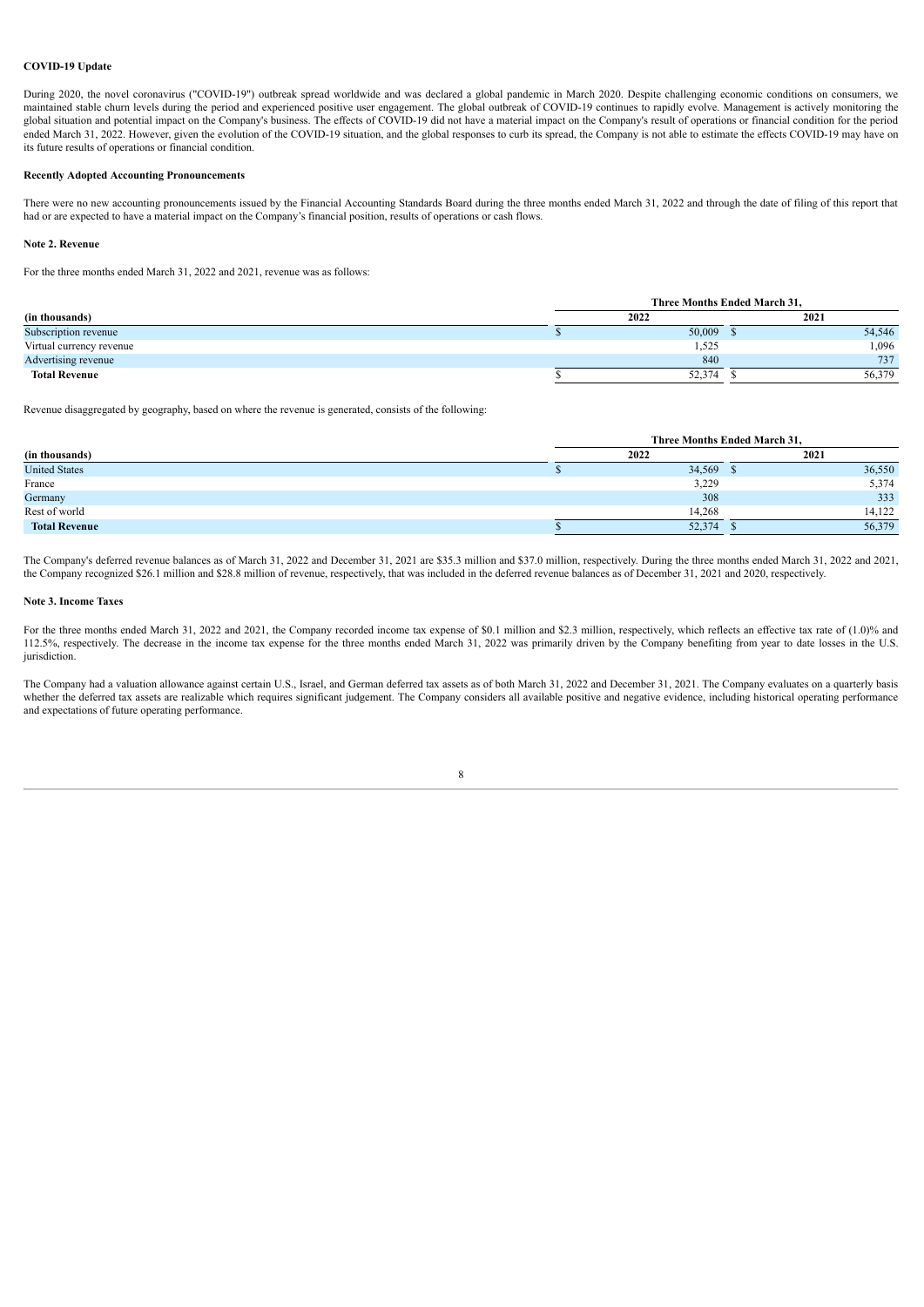**COVID-19 Update**

During 2020, the novel coronavirus ("COVID-19") outbreak spread worldwide and was declared a global pandemic in March 2020. Despite challenging economic conditions on consumers, we maintained stable churn levels during the period and experienced positive user engagement. The global outbreak of COVID-19 continues to rapidly evolve. Management is actively monitoring the global situation and potential impact on the Company's business. The effects of COVID-19 did not have a material impact on the Company's result of operations or financial condition for the period ended March 31, 2022. However, given the evolution of the COVID-19 situation, and the global responses to curb its spread, the Company is not able to estimate the effects COVID-19 may have on its future results of operations or financial condition.

**Recently Adopted Accounting Pronouncements**

There were no new accounting pronouncements issued by the Financial Accounting Standards Board during the three months ended March 31, 2022 and through the date of filing of this report that had or are expected to have a material impact on the Company's financial position, results of operations or cash flows.

**Note 2. Revenue**

For the three months ended March 31, 2022 and 2021, revenue was as follows:

| | Three Months Ended March 31, | |
|---|---|---|
| **(in thousands)** | **2022** | **2021** |
| Subscription revenue | $ 50,009 | $ 54,546 |
| Virtual currency revenue | 1,525 | 1,096 |
| Advertising revenue | 840 | 737 |
| **Total Revenue** | $ 52,374 | $ 56,379 |

Revenue disaggregated by geography, based on where the revenue is generated, consists of the following:

| | Three Months Ended March 31, | |
|---|---|---|
| **(in thousands)** | **2022** | **2021** |
| United States | $ 34,569 | $ 36,550 |
| France | 3,229 | 5,374 |
| Germany | 308 | 333 |
| Rest of world | 14,268 | 14,122 |
| **Total Revenue** | $ 52,374 | $ 56,379 |

The Company's deferred revenue balances as of March 31, 2022 and December 31, 2021 are $35.3 million and $37.0 million, respectively. During the three months ended March 31, 2022 and 2021, the Company recognized $26.1 million and $28.8 million of revenue, respectively, that was included in the deferred revenue balances as of December 31, 2021 and 2020, respectively.

**Note 3. Income Taxes**

For the three months ended March 31, 2022 and 2021, the Company recorded income tax expense of $0.1 million and $2.3 million, respectively, which reflects an effective tax rate of (1.0)% and 112.5%, respectively. The decrease in the income tax expense for the three months ended March 31, 2022 was primarily driven by the Company benefiting from year to date losses in the U.S. jurisdiction.

The Company had a valuation allowance against certain U.S., Israel, and German deferred tax assets as of both March 31, 2022 and December 31, 2021. The Company evaluates on a quarterly basis whether the deferred tax assets are realizable which requires significant judgement. The Company considers all available positive and negative evidence, including historical operating performance and expectations of future operating performance.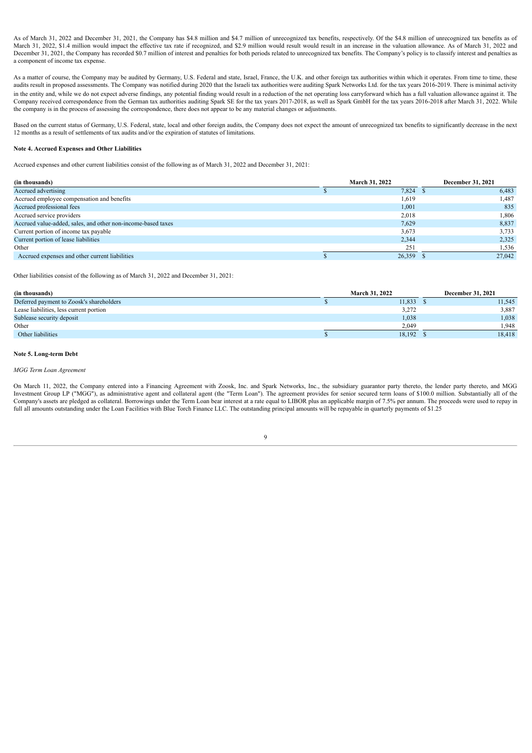As of March 31, 2022 and December 31, 2021, the Company has $4.8 million and $4.7 million of unrecognized tax benefits, respectively. Of the $4.8 million of unrecognized tax benefits as of March 31, 2022, $1.4 million would impact the effective tax rate if recognized, and $2.9 million would result would result in an increase in the valuation allowance. As of March 31, 2022 and December 31, 2021, the Company has recorded $0.7 million of interest and penalties for both periods related to unrecognized tax benefits. The Company's policy is to classify interest and penalties as a component of income tax expense.

As a matter of course, the Company may be audited by Germany, U.S. Federal and state, Israel, France, the U.K. and other foreign tax authorities within which it operates. From time to time, these audits result in proposed assessments. The Company was notified during 2020 that the Israeli tax authorities were auditing Spark Networks Ltd. for the tax years 2016-2019. There is minimal activity in the entity and, while we do not expect adverse findings, any potential finding would result in a reduction of the net operating loss carryforward which has a full valuation allowance against it. The Company received correspondence from the German tax authorities auditing Spark SE for the tax years 2017-2018, as well as Spark GmbH for the tax years 2016-2018 after March 31, 2022. While the company is in the process of assessing the correspondence, there does not appear to be any material changes or adjustments.

Based on the current status of Germany, U.S. Federal, state, local and other foreign audits, the Company does not expect the amount of unrecognized tax benefits to significantly decrease in the next 12 months as a result of settlements of tax audits and/or the expiration of statutes of limitations.

**Note 4. Accrued Expenses and Other Liabilities**

Accrued expenses and other current liabilities consist of the following as of March 31, 2022 and December 31, 2021:

| (in thousands) | March 31, 2022 | December 31, 2021 |
|---|---|---|
| Accrued advertising | $ 7,824 | $ 6,483 |
| Accrued employee compensation and benefits | 1,619 | 1,487 |
| Accrued professional fees | 1,001 | 835 |
| Accrued service providers | 2,018 | 1,806 |
| Accrued value-added, sales, and other non-income-based taxes | 7,629 | 8,837 |
| Current portion of income tax payable | 3,673 | 3,733 |
| Current portion of lease liabilities | 2,344 | 2,325 |
| Other | 251 | 1,536 |
| Accrued expenses and other current liabilities | $ 26,359 | $ 27,042 |

Other liabilities consist of the following as of March 31, 2022 and December 31, 2021:

| (in thousands) | March 31, 2022 | December 31, 2021 |
|---|---|---|
| Deferred payment to Zoosk's shareholders | $ 11,833 | $ 11,545 |
| Lease liabilities, less current portion | 3,272 | 3,887 |
| Sublease security deposit | 1,038 | 1,038 |
| Other | 2,049 | 1,948 |
| Other liabilities | $ 18,192 | $ 18,418 |

**Note 5. Long-term Debt**

*MGG Term Loan Agreement*

On March 11, 2022, the Company entered into a Financing Agreement with Zoosk, Inc. and Spark Networks, Inc., the subsidiary guarantor party thereto, the lender party thereto, and MGG Investment Group LP ("MGG"), as administrative agent and collateral agent (the "Term Loan"). The agreement provides for senior secured term loans of $100.0 million. Substantially all of the Company's assets are pledged as collateral. Borrowings under the Term Loan bear interest at a rate equal to LIBOR plus an applicable margin of 7.5% per annum. The proceeds were used to repay in full all amounts outstanding under the Loan Facilities with Blue Torch Finance LLC. The outstanding principal amounts will be repayable in quarterly payments of $1.25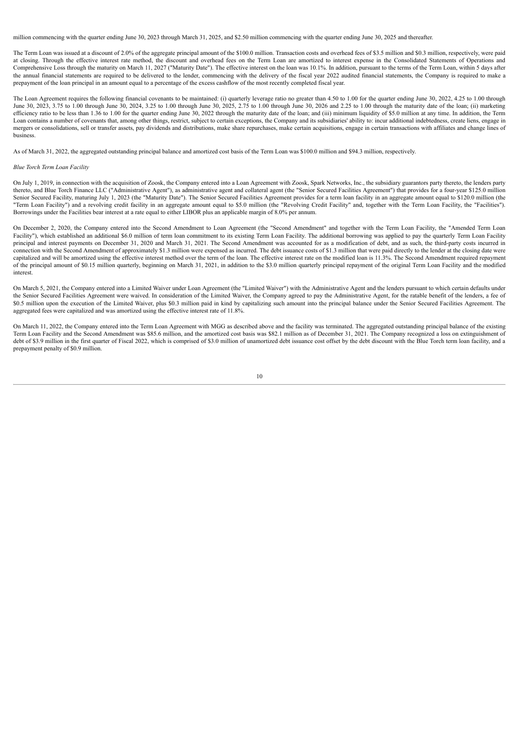million commencing with the quarter ending June 30, 2023 through March 31, 2025, and $2.50 million commencing with the quarter ending June 30, 2025 and thereafter.

The Term Loan was issued at a discount of 2.0% of the aggregate principal amount of the $100.0 million. Transaction costs and overhead fees of $3.5 million and $0.3 million, respectively, were paid at closing. Through the effective interest rate method, the discount and overhead fees on the Term Loan are amortized to interest expense in the Consolidated Statements of Operations and Comprehensive Loss through the maturity on March 11, 2027 ("Maturity Date"). The effective interest on the loan was 10.1%. In addition, pursuant to the terms of the Term Loan, within 5 days after the annual financial statements are required to be delivered to the lender, commencing with the delivery of the fiscal year 2022 audited financial statements, the Company is required to make a prepayment of the loan principal in an amount equal to a percentage of the excess cashflow of the most recently completed fiscal year.

The Loan Agreement requires the following financial covenants to be maintained: (i) quarterly leverage ratio no greater than 4.50 to 1.00 for the quarter ending June 30, 2022, 4.25 to 1.00 through June 30, 2023, 3.75 to 1.00 through June 30, 2024, 3.25 to 1.00 through June 30, 2025, 2.75 to 1.00 through June 30, 2026 and 2.25 to 1.00 through the maturity date of the loan; (ii) marketing efficiency ratio to be less than 1.36 to 1.00 for the quarter ending June 30, 2022 through the maturity date of the loan; and (iii) minimum liquidity of $5.0 million at any time. In addition, the Term Loan contains a number of covenants that, among other things, restrict, subject to certain exceptions, the Company and its subsidiaries' ability to: incur additional indebtedness, create liens, engage in mergers or consolidations, sell or transfer assets, pay dividends and distributions, make share repurchases, make certain acquisitions, engage in certain transactions with affiliates and change lines of business.

As of March 31, 2022, the aggregated outstanding principal balance and amortized cost basis of the Term Loan was $100.0 million and $94.3 million, respectively.

*Blue Torch Term Loan Facility*

On July 1, 2019, in connection with the acquisition of Zoosk, the Company entered into a Loan Agreement with Zoosk, Spark Networks, Inc., the subsidiary guarantors party thereto, the lenders party thereto, and Blue Torch Finance LLC ("Administrative Agent"), as administrative agent and collateral agent (the "Senior Secured Facilities Agreement") that provides for a four-year $125.0 million Senior Secured Facility, maturing July 1, 2023 (the "Maturity Date"). The Senior Secured Facilities Agreement provides for a term loan facility in an aggregate amount equal to $120.0 million (the "Term Loan Facility") and a revolving credit facility in an aggregate amount equal to $5.0 million (the "Revolving Credit Facility" and, together with the Term Loan Facility, the "Facilities"). Borrowings under the Facilities bear interest at a rate equal to either LIBOR plus an applicable margin of 8.0% per annum.

On December 2, 2020, the Company entered into the Second Amendment to Loan Agreement (the "Second Amendment" and together with the Term Loan Facility, the "Amended Term Loan Facility"), which established an additional $6.0 million of term loan commitment to its existing Term Loan Facility. The additional borrowing was applied to pay the quarterly Term Loan Facility principal and interest payments on December 31, 2020 and March 31, 2021. The Second Amendment was accounted for as a modification of debt, and as such, the third-party costs incurred in connection with the Second Amendment of approximately $1.3 million were expensed as incurred. The debt issuance costs of $1.3 million that were paid directly to the lender at the closing date were capitalized and will be amortized using the effective interest method over the term of the loan. The effective interest rate on the modified loan is 11.3%. The Second Amendment required repayment of the principal amount of $0.15 million quarterly, beginning on March 31, 2021, in addition to the $3.0 million quarterly principal repayment of the original Term Loan Facility and the modified interest.

On March 5, 2021, the Company entered into a Limited Waiver under Loan Agreement (the "Limited Waiver") with the Administrative Agent and the lenders pursuant to which certain defaults under the Senior Secured Facilities Agreement were waived. In consideration of the Limited Waiver, the Company agreed to pay the Administrative Agent, for the ratable benefit of the lenders, a fee of $0.5 million upon the execution of the Limited Waiver, plus $0.3 million paid in kind by capitalizing such amount into the principal balance under the Senior Secured Facilities Agreement. The aggregated fees were capitalized and was amortized using the effective interest rate of 11.8%.

On March 11, 2022, the Company entered into the Term Loan Agreement with MGG as described above and the facility was terminated. The aggregated outstanding principal balance of the existing Term Loan Facility and the Second Amendment was $85.6 million, and the amortized cost basis was $82.1 million as of December 31, 2021. The Company recognized a loss on extinguishment of debt of $3.9 million in the first quarter of Fiscal 2022, which is comprised of $3.0 million of unamortized debt issuance cost offset by the debt discount with the Blue Torch term loan facility, and a prepayment penalty of $0.9 million.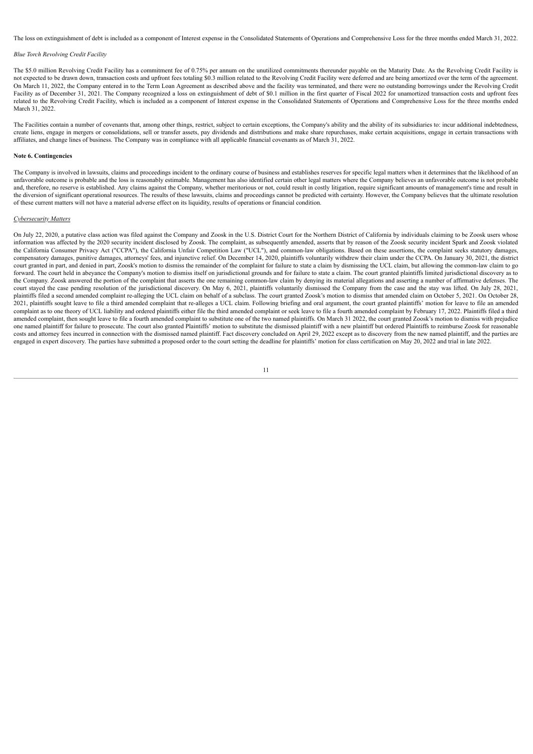The loss on extinguishment of debt is included as a component of Interest expense in the Consolidated Statements of Operations and Comprehensive Loss for the three months ended March 31, 2022.

*Blue Torch Revolving Credit Facility*

The $5.0 million Revolving Credit Facility has a commitment fee of 0.75% per annum on the unutilized commitments thereunder payable on the Maturity Date. As the Revolving Credit Facility is not expected to be drawn down, transaction costs and upfront fees totaling $0.3 million related to the Revolving Credit Facility were deferred and are being amortized over the term of the agreement. On March 11, 2022, the Company entered in to the Term Loan Agreement as described above and the facility was terminated, and there were no outstanding borrowings under the Revolving Credit Facility as of December 31, 2021. The Company recognized a loss on extinguishment of debt of $0.1 million in the first quarter of Fiscal 2022 for unamortized transaction costs and upfront fees related to the Revolving Credit Facility, which is included as a component of Interest expense in the Consolidated Statements of Operations and Comprehensive Loss for the three months ended March 31, 2022.

The Facilities contain a number of covenants that, among other things, restrict, subject to certain exceptions, the Company's ability and the ability of its subsidiaries to: incur additional indebtedness, create liens, engage in mergers or consolidations, sell or transfer assets, pay dividends and distributions and make share repurchases, make certain acquisitions, engage in certain transactions with affiliates, and change lines of business. The Company was in compliance with all applicable financial covenants as of March 31, 2022.

**Note 6. Contingencies**

The Company is involved in lawsuits, claims and proceedings incident to the ordinary course of business and establishes reserves for specific legal matters when it determines that the likelihood of an unfavorable outcome is probable and the loss is reasonably estimable. Management has also identified certain other legal matters where the Company believes an unfavorable outcome is not probable and, therefore, no reserve is established. Any claims against the Company, whether meritorious or not, could result in costly litigation, require significant amounts of management's time and result in the diversion of significant operational resources. The results of these lawsuits, claims and proceedings cannot be predicted with certainty. However, the Company believes that the ultimate resolution of these current matters will not have a material adverse effect on its liquidity, results of operations or financial condition.

*Cybersecurity Matters*

On July 22, 2020, a putative class action was filed against the Company and Zoosk in the U.S. District Court for the Northern District of California by individuals claiming to be Zoosk users whose information was affected by the 2020 security incident disclosed by Zoosk. The complaint, as subsequently amended, asserts that by reason of the Zoosk security incident Spark and Zoosk violated the California Consumer Privacy Act ("CCPA"), the California Unfair Competition Law ("UCL"), and common-law obligations. Based on these assertions, the complaint seeks statutory damages, compensatory damages, punitive damages, attorneys' fees, and injunctive relief. On December 14, 2020, plaintiffs voluntarily withdrew their claim under the CCPA. On January 30, 2021, the district court granted in part, and denied in part, Zoosk's motion to dismiss the remainder of the complaint for failure to state a claim by dismissing the UCL claim, but allowing the common-law claim to go forward. The court held in abeyance the Company's motion to dismiss itself on jurisdictional grounds and for failure to state a claim. The court granted plaintiffs limited jurisdictional discovery as to the Company. Zoosk answered the portion of the complaint that asserts the one remaining common-law claim by denying its material allegations and asserting a number of affirmative defenses. The court stayed the case pending resolution of the jurisdictional discovery. On May 6, 2021, plaintiffs voluntarily dismissed the Company from the case and the stay was lifted. On July 28, 2021, plaintiffs filed a second amended complaint re-alleging the UCL claim on behalf of a subclass. The court granted Zoosk's motion to dismiss that amended claim on October 5, 2021. On October 28, 2021, plaintiffs sought leave to file a third amended complaint that re-alleges a UCL claim. Following briefing and oral argument, the court granted plaintiffs' motion for leave to file an amended complaint as to one theory of UCL liability and ordered plaintiffs either file the third amended complaint or seek leave to file a fourth amended complaint by February 17, 2022. Plaintiffs filed a third amended complaint, then sought leave to file a fourth amended complaint to substitute one of the two named plaintiffs. On March 31 2022, the court granted Zoosk's motion to dismiss with prejudice one named plaintiff for failure to prosecute. The court also granted Plaintiffs' motion to substitute the dismissed plaintiff with a new plaintiff but ordered Plaintiffs to reimburse Zoosk for reasonable costs and attorney fees incurred in connection with the dismissed named plaintiff. Fact discovery concluded on April 29, 2022 except as to discovery from the new named plaintiff, and the parties are engaged in expert discovery. The parties have submitted a proposed order to the court setting the deadline for plaintiffs' motion for class certification on May 20, 2022 and trial in late 2022.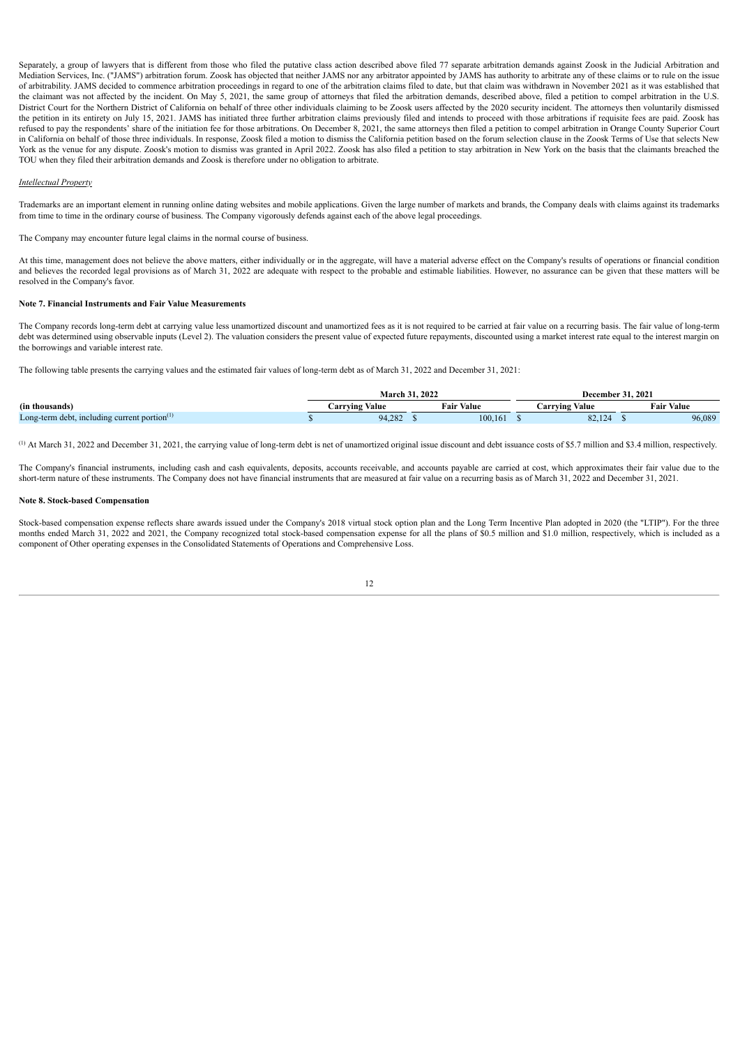Separately, a group of lawyers that is different from those who filed the putative class action described above filed 77 separate arbitration demands against Zoosk in the Judicial Arbitration and Mediation Services, Inc. ("JAMS") arbitration forum. Zoosk has objected that neither JAMS nor any arbitrator appointed by JAMS has authority to arbitrate any of these claims or to rule on the issue of arbitrability. JAMS decided to commence arbitration proceedings in regard to one of the arbitration claims filed to date, but that claim was withdrawn in November 2021 as it was established that the claimant was not affected by the incident. On May 5, 2021, the same group of attorneys that filed the arbitration demands, described above, filed a petition to compel arbitration in the U.S. District Court for the Northern District of California on behalf of three other individuals claiming to be Zoosk users affected by the 2020 security incident. The attorneys then voluntarily dismissed the petition in its entirety on July 15, 2021. JAMS has initiated three further arbitration claims previously filed and intends to proceed with those arbitrations if requisite fees are paid. Zoosk has refused to pay the respondents' share of the initiation fee for those arbitrations. On December 8, 2021, the same attorneys then filed a petition to compel arbitration in Orange County Superior Court in California on behalf of those three individuals. In response, Zoosk filed a motion to dismiss the California petition based on the forum selection clause in the Zoosk Terms of Use that selects New York as the venue for any dispute. Zoosk's motion to dismiss was granted in April 2022. Zoosk has also filed a petition to stay arbitration in New York on the basis that the claimants breached the TOU when they filed their arbitration demands and Zoosk is therefore under no obligation to arbitrate.

*Intellectual Property*

Trademarks are an important element in running online dating websites and mobile applications. Given the large number of markets and brands, the Company deals with claims against its trademarks from time to time in the ordinary course of business. The Company vigorously defends against each of the above legal proceedings.

The Company may encounter future legal claims in the normal course of business.

At this time, management does not believe the above matters, either individually or in the aggregate, will have a material adverse effect on the Company's results of operations or financial condition and believes the recorded legal provisions as of March 31, 2022 are adequate with respect to the probable and estimable liabilities. However, no assurance can be given that these matters will be resolved in the Company's favor.

**Note 7. Financial Instruments and Fair Value Measurements**

The Company records long-term debt at carrying value less unamortized discount and unamortized fees as it is not required to be carried at fair value on a recurring basis. The fair value of long-term debt was determined using observable inputs (Level 2). The valuation considers the present value of expected future repayments, discounted using a market interest rate equal to the interest margin on the borrowings and variable interest rate.

The following table presents the carrying values and the estimated fair values of long-term debt as of March 31, 2022 and December 31, 2021:

| | March 31, 2022 | | December 31, 2021 | |
|---|---|---|---|---|
| **(in thousands)** | **Carrying Value** | **Fair Value** | **Carrying Value** | **Fair Value** |
| Long-term debt, including current portion[(1)] | $ 94,282 | $ 100,161 | $ 82,124 | $ 96,089 |

[(1)] At March 31, 2022 and December 31, 2021, the carrying value of long-term debt is net of unamortized original issue discount and debt issuance costs of $5.7 million and $3.4 million, respectively.

The Company's financial instruments, including cash and cash equivalents, deposits, accounts receivable, and accounts payable are carried at cost, which approximates their fair value due to the short-term nature of these instruments. The Company does not have financial instruments that are measured at fair value on a recurring basis as of March 31, 2022 and December 31, 2021.

**Note 8. Stock-based Compensation**

Stock-based compensation expense reflects share awards issued under the Company's 2018 virtual stock option plan and the Long Term Incentive Plan adopted in 2020 (the "LTIP"). For the three months ended March 31, 2022 and 2021, the Company recognized total stock-based compensation expense for all the plans of $0.5 million and $1.0 million, respectively, which is included as a component of Other operating expenses in the Consolidated Statements of Operations and Comprehensive Loss.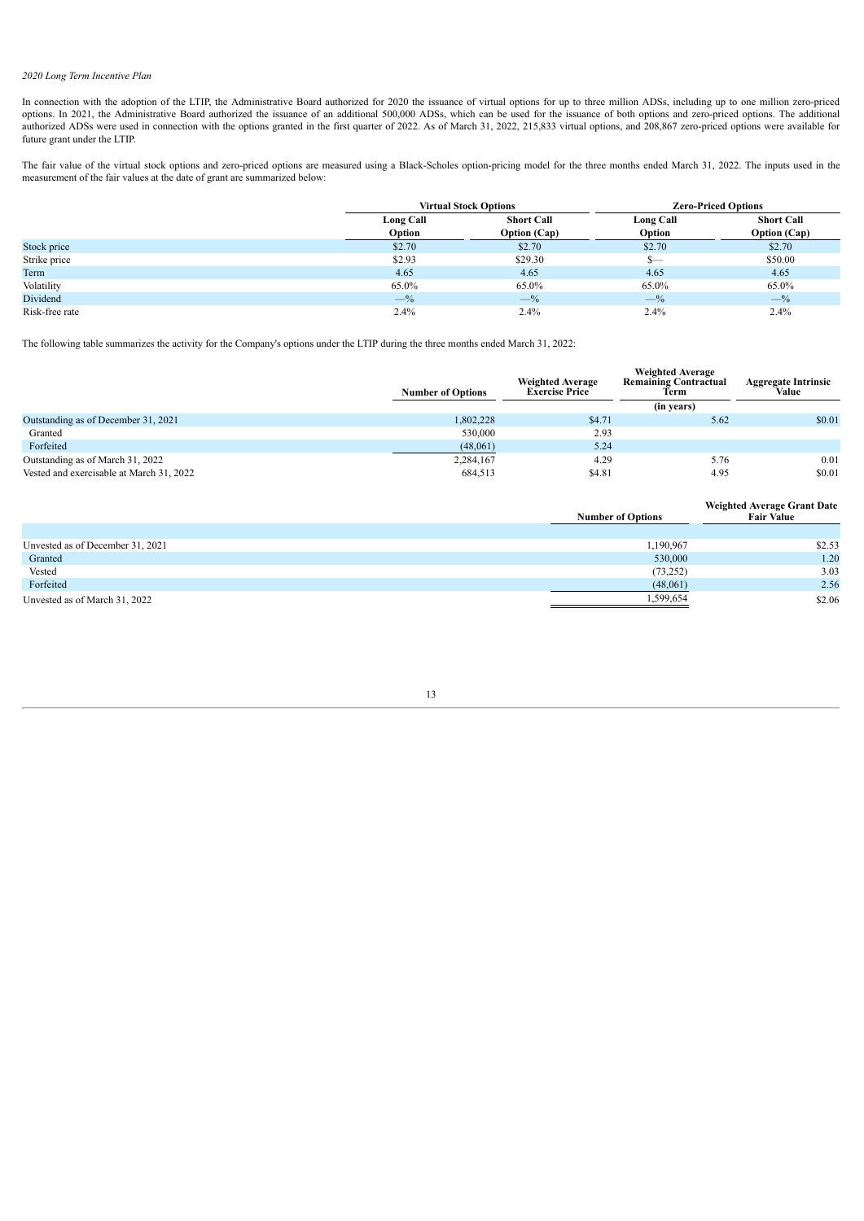*2020 Long Term Incentive Plan*

In connection with the adoption of the LTIP, the Administrative Board authorized for 2020 the issuance of virtual options for up to three million ADSs, including up to one million zero-priced options. In 2021, the Administrative Board authorized the issuance of an additional 500,000 ADSs, which can be used for the issuance of both options and zero-priced options. The additional authorized ADSs were used in connection with the options granted in the first quarter of 2022. As of March 31, 2022, 215,833 virtual options, and 208,867 zero-priced options were available for future grant under the LTIP.

The fair value of the virtual stock options and zero-priced options are measured using a Black-Scholes option-pricing model for the three months ended March 31, 2022. The inputs used in the measurement of the fair values at the date of grant are summarized below:

| | Virtual Stock Options | | Zero-Priced Options | |
|---|---|---|---|---|
| | Long Call Option | Short Call Option (Cap) | Long Call Option | Short Call Option (Cap) |
| Stock price | $2.70 | $2.70 | $2.70 | $2.70 |
| Strike price | $2.93 | $29.30 | $— | $50.00 |
| Term | 4.65 | 4.65 | 4.65 | 4.65 |
| Volatility | 65.0% | 65.0% | 65.0% | 65.0% |
| Dividend | —% | —% | —% | —% |
| Risk-free rate | 2.4% | 2.4% | 2.4% | 2.4% |

The following table summarizes the activity for the Company's options under the LTIP during the three months ended March 31, 2022:

| | Number of Options | Weighted Average Exercise Price | Weighted Average Remaining Contractual Term (in years) | Aggregate Intrinsic Value |
|---|---|---|---|---|
| Outstanding as of December 31, 2021 | 1,802,228 | $4.71 | 5.62 | $0.01 |
| Granted | 530,000 | 2.93 | | |
| Forfeited | (48,061) | 5.24 | | |
| Outstanding as of March 31, 2022 | 2,284,167 | 4.29 | 5.76 | 0.01 |
| Vested and exercisable at March 31, 2022 | 684,513 | $4.81 | 4.95 | $0.01 |

| | Number of Options | Weighted Average Grant Date Fair Value |
|---|---|---|
| Unvested as of December 31, 2021 | 1,190,967 | $2.53 |
| Granted | 530,000 | 1.20 |
| Vested | (73,252) | 3.03 |
| Forfeited | (48,061) | 2.56 |
| Unvested as of March 31, 2022 | 1,599,654 | $2.06 |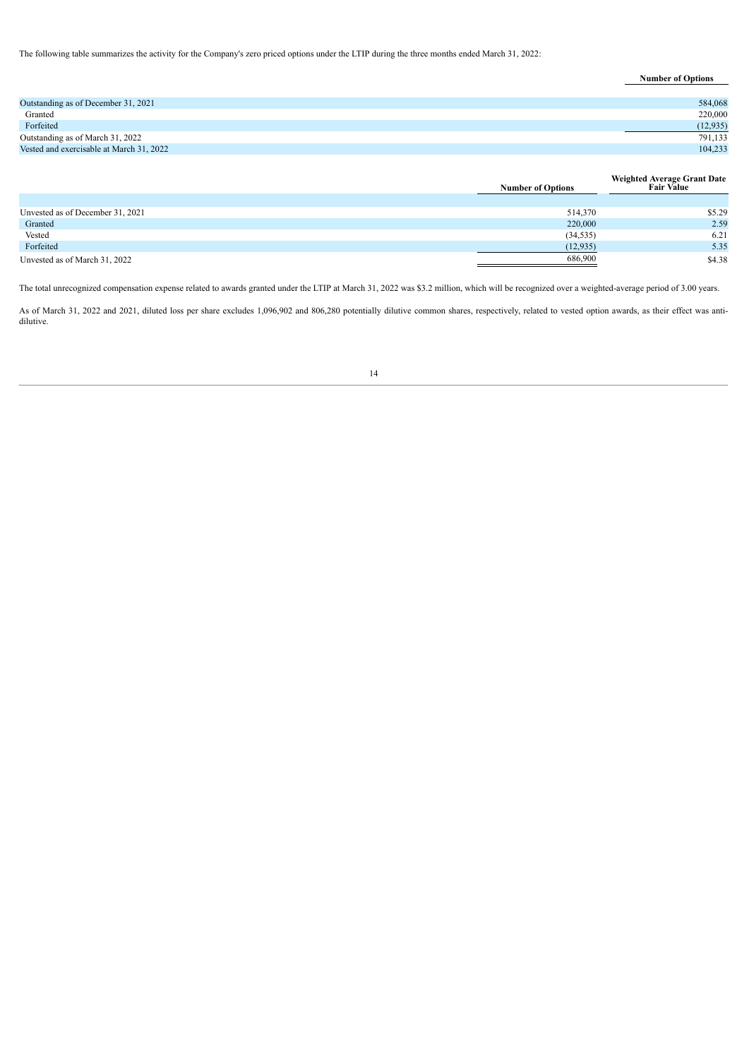The following table summarizes the activity for the Company's zero priced options under the LTIP during the three months ended March 31, 2022:

| | Number of Options |
|---|---|
| Outstanding as of December 31, 2021 | 584,068 |
| Granted | 220,000 |
| Forfeited | (12,935) |
| Outstanding as of March 31, 2022 | 791,133 |
| Vested and exercisable at March 31, 2022 | 104,233 |

| | Number of Options | Weighted Average Grant Date Fair Value |
|---|---|---|
| Unvested as of December 31, 2021 | 514,370 | $5.29 |
| Granted | 220,000 | 2.59 |
| Vested | (34,535) | 6.21 |
| Forfeited | (12,935) | 5.35 |
| Unvested as of March 31, 2022 | 686,900 | $4.38 |

The total unrecognized compensation expense related to awards granted under the LTIP at March 31, 2022 was $3.2 million, which will be recognized over a weighted-average period of 3.00 years.

As of March 31, 2022 and 2021, diluted loss per share excludes 1,096,902 and 806,280 potentially dilutive common shares, respectively, related to vested option awards, as their effect was anti-dilutive.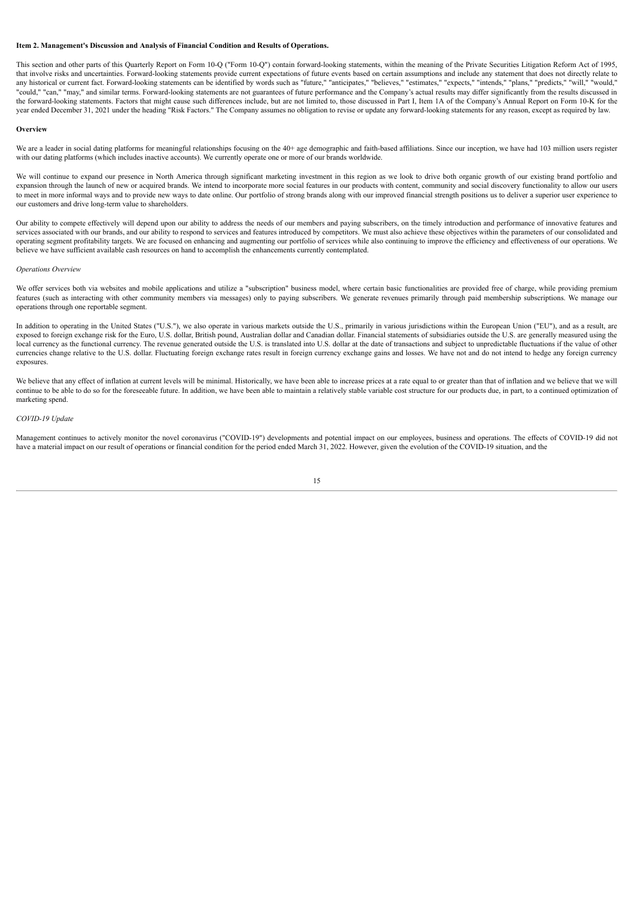**Item 2. Management's Discussion and Analysis of Financial Condition and Results of Operations.**

This section and other parts of this Quarterly Report on Form 10-Q ("Form 10-Q") contain forward-looking statements, within the meaning of the Private Securities Litigation Reform Act of 1995, that involve risks and uncertainties. Forward-looking statements provide current expectations of future events based on certain assumptions and include any statement that does not directly relate to any historical or current fact. Forward-looking statements can be identified by words such as "future," "anticipates," "believes," "estimates," "expects," "intends," "plans," "predicts," "will," "would," "could," "can," "may," and similar terms. Forward-looking statements are not guarantees of future performance and the Company's actual results may differ significantly from the results discussed in the forward-looking statements. Factors that might cause such differences include, but are not limited to, those discussed in Part I, Item 1A of the Company's Annual Report on Form 10-K for the year ended December 31, 2021 under the heading "Risk Factors." The Company assumes no obligation to revise or update any forward-looking statements for any reason, except as required by law.

**Overview**

We are a leader in social dating platforms for meaningful relationships focusing on the 40+ age demographic and faith-based affiliations. Since our inception, we have had 103 million users register with our dating platforms (which includes inactive accounts). We currently operate one or more of our brands worldwide.

We will continue to expand our presence in North America through significant marketing investment in this region as we look to drive both organic growth of our existing brand portfolio and expansion through the launch of new or acquired brands. We intend to incorporate more social features in our products with content, community and social discovery functionality to allow our users to meet in more informal ways and to provide new ways to date online. Our portfolio of strong brands along with our improved financial strength positions us to deliver a superior user experience to our customers and drive long-term value to shareholders.

Our ability to compete effectively will depend upon our ability to address the needs of our members and paying subscribers, on the timely introduction and performance of innovative features and services associated with our brands, and our ability to respond to services and features introduced by competitors. We must also achieve these objectives within the parameters of our consolidated and operating segment profitability targets. We are focused on enhancing and augmenting our portfolio of services while also continuing to improve the efficiency and effectiveness of our operations. We believe we have sufficient available cash resources on hand to accomplish the enhancements currently contemplated.

*Operations Overview*

We offer services both via websites and mobile applications and utilize a "subscription" business model, where certain basic functionalities are provided free of charge, while providing premium features (such as interacting with other community members via messages) only to paying subscribers. We generate revenues primarily through paid membership subscriptions. We manage our operations through one reportable segment.

In addition to operating in the United States ("U.S."), we also operate in various markets outside the U.S., primarily in various jurisdictions within the European Union ("EU"), and as a result, are exposed to foreign exchange risk for the Euro, U.S. dollar, British pound, Australian dollar and Canadian dollar. Financial statements of subsidiaries outside the U.S. are generally measured using the local currency as the functional currency. The revenue generated outside the U.S. is translated into U.S. dollar at the date of transactions and subject to unpredictable fluctuations if the value of other currencies change relative to the U.S. dollar. Fluctuating foreign exchange rates result in foreign currency exchange gains and losses. We have not and do not intend to hedge any foreign currency exposures.

We believe that any effect of inflation at current levels will be minimal. Historically, we have been able to increase prices at a rate equal to or greater than that of inflation and we believe that we will continue to be able to do so for the foreseeable future. In addition, we have been able to maintain a relatively stable variable cost structure for our products due, in part, to a continued optimization of marketing spend.

*COVID-19 Update*

Management continues to actively monitor the novel coronavirus ("COVID-19") developments and potential impact on our employees, business and operations. The effects of COVID-19 did not have a material impact on our result of operations or financial condition for the period ended March 31, 2022. However, given the evolution of the COVID-19 situation, and the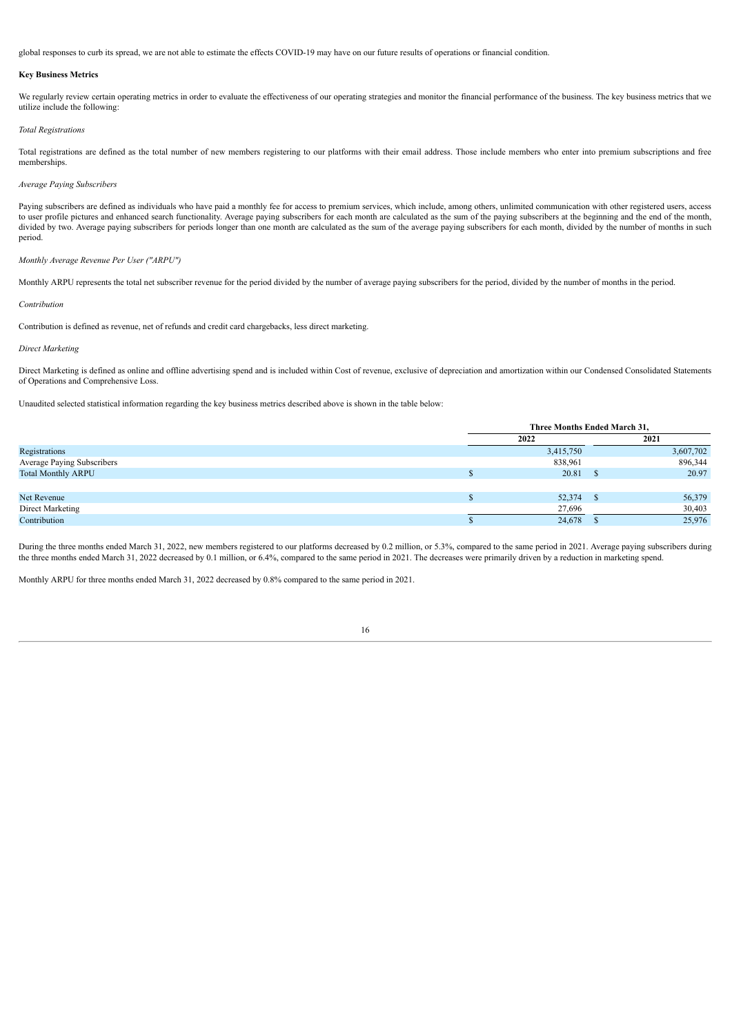global responses to curb its spread, we are not able to estimate the effects COVID-19 may have on our future results of operations or financial condition.

**Key Business Metrics**

We regularly review certain operating metrics in order to evaluate the effectiveness of our operating strategies and monitor the financial performance of the business. The key business metrics that we utilize include the following:

*Total Registrations*

Total registrations are defined as the total number of new members registering to our platforms with their email address. Those include members who enter into premium subscriptions and free memberships.

*Average Paying Subscribers*

Paying subscribers are defined as individuals who have paid a monthly fee for access to premium services, which include, among others, unlimited communication with other registered users, access to user profile pictures and enhanced search functionality. Average paying subscribers for each month are calculated as the sum of the paying subscribers at the beginning and the end of the month, divided by two. Average paying subscribers for periods longer than one month are calculated as the sum of the average paying subscribers for each month, divided by the number of months in such period.

*Monthly Average Revenue Per User ("ARPU")*

Monthly ARPU represents the total net subscriber revenue for the period divided by the number of average paying subscribers for the period, divided by the number of months in the period.

*Contribution*

Contribution is defined as revenue, net of refunds and credit card chargebacks, less direct marketing.

*Direct Marketing*

Direct Marketing is defined as online and offline advertising spend and is included within Cost of revenue, exclusive of depreciation and amortization within our Condensed Consolidated Statements of Operations and Comprehensive Loss.

Unaudited selected statistical information regarding the key business metrics described above is shown in the table below:

| | Three Months Ended March 31, | |
|---|---|---|
| | 2022 | 2021 |
| Registrations | 3,415,750 | 3,607,702 |
| Average Paying Subscribers | 838,961 | 896,344 |
| Total Monthly ARPU | $ 20.81 | $ 20.97 |
| | | |
| Net Revenue | $ 52,374 | $ 56,379 |
| Direct Marketing | 27,696 | 30,403 |
| Contribution | $ 24,678 | $ 25,976 |

During the three months ended March 31, 2022, new members registered to our platforms decreased by 0.2 million, or 5.3%, compared to the same period in 2021. Average paying subscribers during the three months ended March 31, 2022 decreased by 0.1 million, or 6.4%, compared to the same period in 2021. The decreases were primarily driven by a reduction in marketing spend.

Monthly ARPU for three months ended March 31, 2022 decreased by 0.8% compared to the same period in 2021.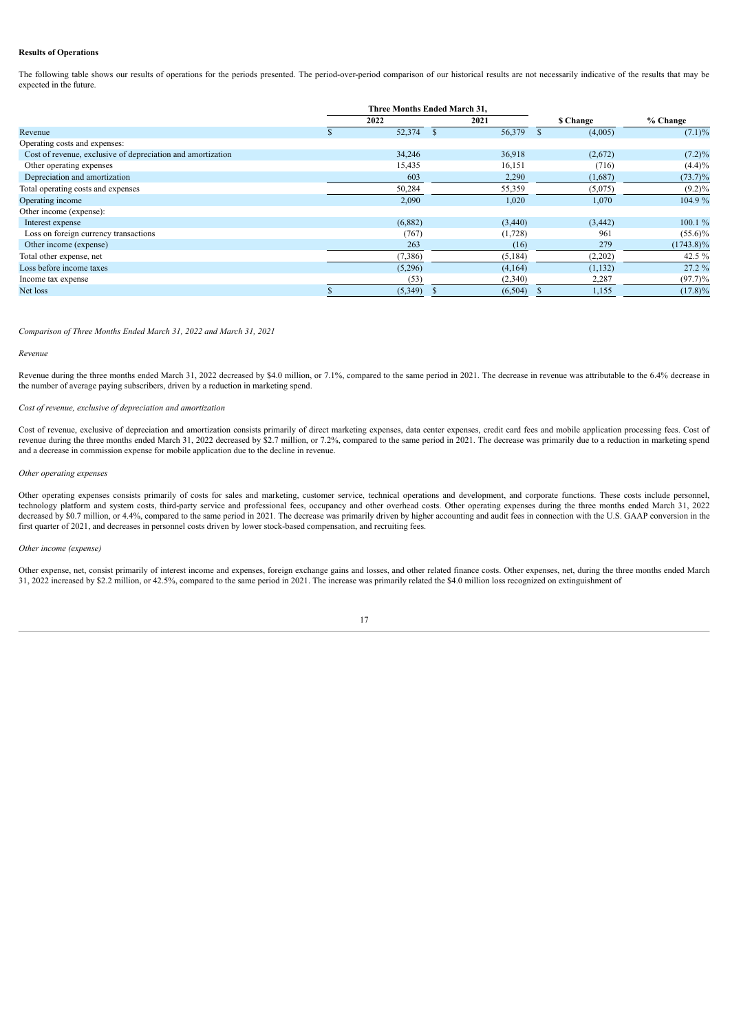**Results of Operations**

The following table shows our results of operations for the periods presented. The period-over-period comparison of our historical results are not necessarily indicative of the results that may be expected in the future.

| | Three Months Ended March 31, | | | |
|---|---|---|---|---|
| | 2022 | 2021 | $ Change | % Change |
| Revenue | $ 52,374 | $ 56,379 | $ (4,005) | (7.1)% |
| Operating costs and expenses: | | | | |
| Cost of revenue, exclusive of depreciation and amortization | 34,246 | 36,918 | (2,672) | (7.2)% |
| Other operating expenses | 15,435 | 16,151 | (716) | (4.4)% |
| Depreciation and amortization | 603 | 2,290 | (1,687) | (73.7)% |
| Total operating costs and expenses | 50,284 | 55,359 | (5,075) | (9.2)% |
| Operating income | 2,090 | 1,020 | 1,070 | 104.9 % |
| Other income (expense): | | | | |
| Interest expense | (6,882) | (3,440) | (3,442) | 100.1 % |
| Loss on foreign currency transactions | (767) | (1,728) | 961 | (55.6)% |
| Other income (expense) | 263 | (16) | 279 | (1743.8)% |
| Total other expense, net | (7,386) | (5,184) | (2,202) | 42.5 % |
| Loss before income taxes | (5,296) | (4,164) | (1,132) | 27.2 % |
| Income tax expense | (53) | (2,340) | 2,287 | (97.7)% |
| Net loss | $ (5,349) | $ (6,504) | $ 1,155 | (17.8)% |

*Comparison of Three Months Ended March 31, 2022 and March 31, 2021*

*Revenue*

Revenue during the three months ended March 31, 2022 decreased by $4.0 million, or 7.1%, compared to the same period in 2021. The decrease in revenue was attributable to the 6.4% decrease in the number of average paying subscribers, driven by a reduction in marketing spend.

*Cost of revenue, exclusive of depreciation and amortization*

Cost of revenue, exclusive of depreciation and amortization consists primarily of direct marketing expenses, data center expenses, credit card fees and mobile application processing fees. Cost of revenue during the three months ended March 31, 2022 decreased by $2.7 million, or 7.2%, compared to the same period in 2021. The decrease was primarily due to a reduction in marketing spend and a decrease in commission expense for mobile application due to the decline in revenue.

*Other operating expenses*

Other operating expenses consists primarily of costs for sales and marketing, customer service, technical operations and development, and corporate functions. These costs include personnel, technology platform and system costs, third-party service and professional fees, occupancy and other overhead costs. Other operating expenses during the three months ended March 31, 2022 decreased by $0.7 million, or 4.4%, compared to the same period in 2021. The decrease was primarily driven by higher accounting and audit fees in connection with the U.S. GAAP conversion in the first quarter of 2021, and decreases in personnel costs driven by lower stock-based compensation, and recruiting fees.

*Other income (expense)*

Other expense, net, consist primarily of interest income and expenses, foreign exchange gains and losses, and other related finance costs. Other expenses, net, during the three months ended March 31, 2022 increased by $2.2 million, or 42.5%, compared to the same period in 2021. The increase was primarily related the $4.0 million loss recognized on extinguishment of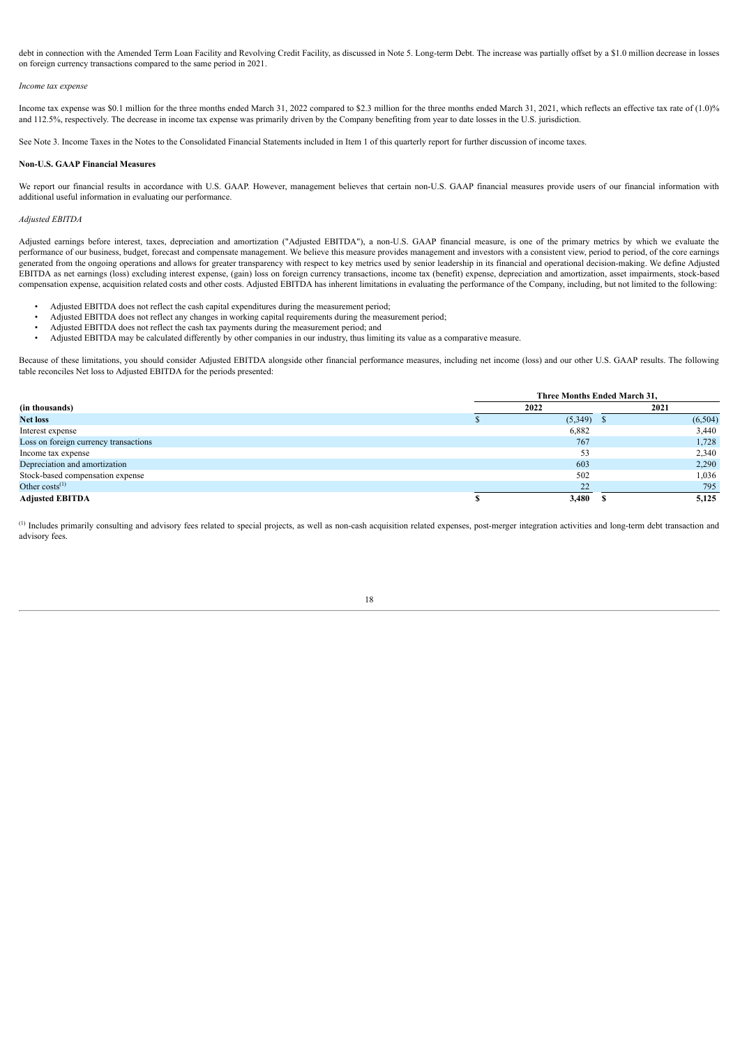debt in connection with the Amended Term Loan Facility and Revolving Credit Facility, as discussed in Note 5. Long-term Debt. The increase was partially offset by a $1.0 million decrease in losses on foreign currency transactions compared to the same period in 2021.

*Income tax expense*

Income tax expense was $0.1 million for the three months ended March 31, 2022 compared to $2.3 million for the three months ended March 31, 2021, which reflects an effective tax rate of (1.0)% and 112.5%, respectively. The decrease in income tax expense was primarily driven by the Company benefiting from year to date losses in the U.S. jurisdiction.

See Note 3. Income Taxes in the Notes to the Consolidated Financial Statements included in Item 1 of this quarterly report for further discussion of income taxes.

**Non-U.S. GAAP Financial Measures**

We report our financial results in accordance with U.S. GAAP. However, management believes that certain non-U.S. GAAP financial measures provide users of our financial information with additional useful information in evaluating our performance.

*Adjusted EBITDA*

Adjusted earnings before interest, taxes, depreciation and amortization ("Adjusted EBITDA"), a non-U.S. GAAP financial measure, is one of the primary metrics by which we evaluate the performance of our business, budget, forecast and compensate management. We believe this measure provides management and investors with a consistent view, period to period, of the core earnings generated from the ongoing operations and allows for greater transparency with respect to key metrics used by senior leadership in its financial and operational decision-making. We define Adjusted EBITDA as net earnings (loss) excluding interest expense, (gain) loss on foreign currency transactions, income tax (benefit) expense, depreciation and amortization, asset impairments, stock-based compensation expense, acquisition related costs and other costs. Adjusted EBITDA has inherent limitations in evaluating the performance of the Company, including, but not limited to the following:

- Adjusted EBITDA does not reflect the cash capital expenditures during the measurement period;
- Adjusted EBITDA does not reflect any changes in working capital requirements during the measurement period;
- Adjusted EBITDA does not reflect the cash tax payments during the measurement period; and
- Adjusted EBITDA may be calculated differently by other companies in our industry, thus limiting its value as a comparative measure.

Because of these limitations, you should consider Adjusted EBITDA alongside other financial performance measures, including net income (loss) and our other U.S. GAAP results. The following table reconciles Net loss to Adjusted EBITDA for the periods presented:

| | Three Months Ended March 31, | |
|---|---|---|
| **(in thousands)** | **2022** | **2021** |
| **Net loss** | $ (5,349) | $ (6,504) |
| Interest expense | 6,882 | 3,440 |
| Loss on foreign currency transactions | 767 | 1,728 |
| Income tax expense | 53 | 2,340 |
| Depreciation and amortization | 603 | 2,290 |
| Stock-based compensation expense | 502 | 1,036 |
| Other costs[(1)] | 22 | 795 |
| **Adjusted EBITDA** | **$ 3,480** | **$ 5,125** |

[(1)] Includes primarily consulting and advisory fees related to special projects, as well as non-cash acquisition related expenses, post-merger integration activities and long-term debt transaction and advisory fees.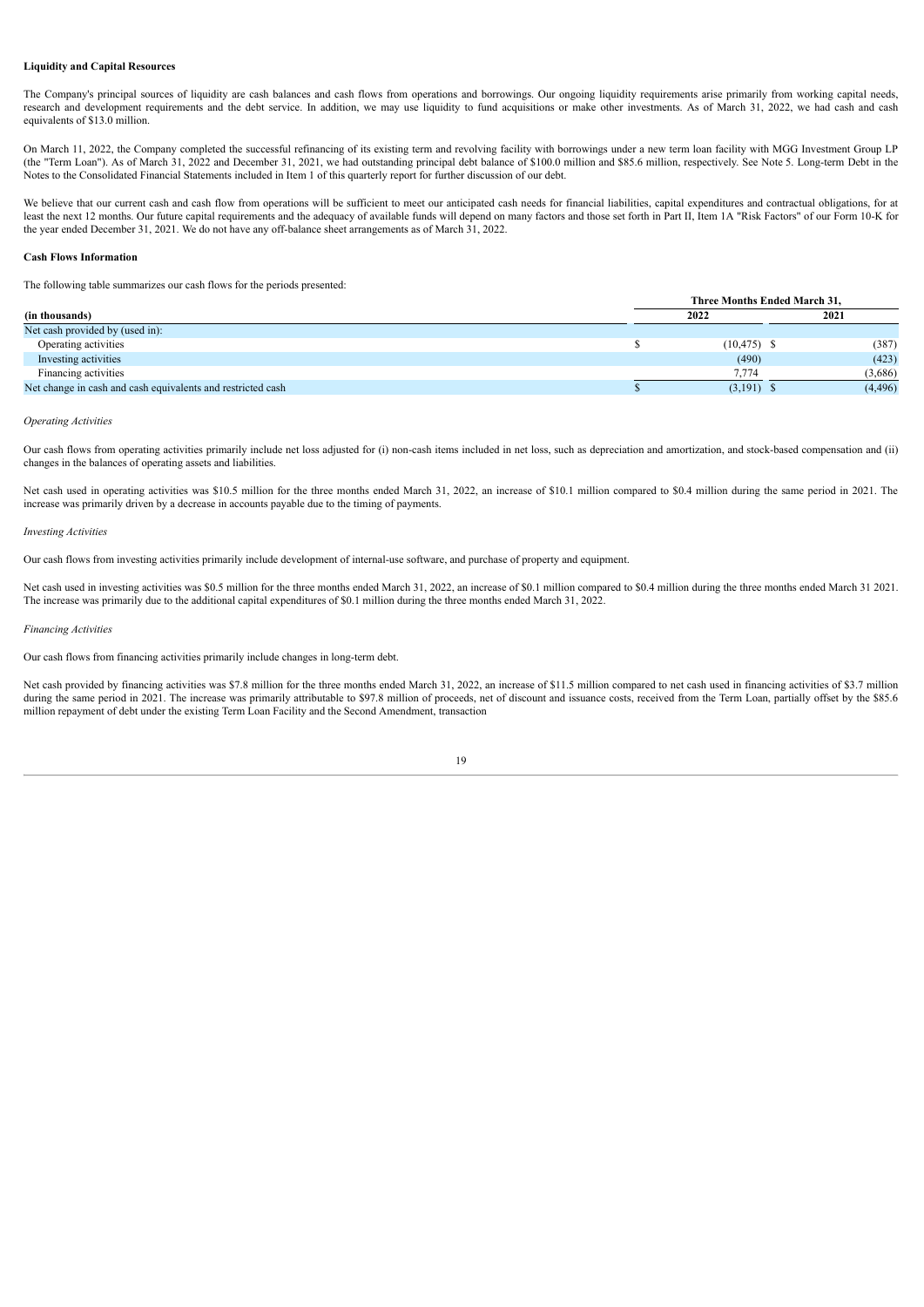**Liquidity and Capital Resources**

The Company's principal sources of liquidity are cash balances and cash flows from operations and borrowings. Our ongoing liquidity requirements arise primarily from working capital needs, research and development requirements and the debt service. In addition, we may use liquidity to fund acquisitions or make other investments. As of March 31, 2022, we had cash and cash equivalents of $13.0 million.

On March 11, 2022, the Company completed the successful refinancing of its existing term and revolving facility with borrowings under a new term loan facility with MGG Investment Group LP (the "Term Loan"). As of March 31, 2022 and December 31, 2021, we had outstanding principal debt balance of $100.0 million and $85.6 million, respectively. See Note 5. Long-term Debt in the Notes to the Consolidated Financial Statements included in Item 1 of this quarterly report for further discussion of our debt.

We believe that our current cash and cash flow from operations will be sufficient to meet our anticipated cash needs for financial liabilities, capital expenditures and contractual obligations, for at least the next 12 months. Our future capital requirements and the adequacy of available funds will depend on many factors and those set forth in Part II, Item 1A "Risk Factors" of our Form 10-K for the year ended December 31, 2021. We do not have any off-balance sheet arrangements as of March 31, 2022.

**Cash Flows Information**

The following table summarizes our cash flows for the periods presented:

| | Three Months Ended March 31, | |
|---|---|---|
| **(in thousands)** | **2022** | **2021** |
| Net cash provided by (used in): | | |
| Operating activities | $ (10,475) | $ (387) |
| Investing activities | (490) | (423) |
| Financing activities | 7,774 | (3,686) |
| Net change in cash and cash equivalents and restricted cash | $ (3,191) | $ (4,496) |

*Operating Activities*

Our cash flows from operating activities primarily include net loss adjusted for (i) non-cash items included in net loss, such as depreciation and amortization, and stock-based compensation and (ii) changes in the balances of operating assets and liabilities.

Net cash used in operating activities was $10.5 million for the three months ended March 31, 2022, an increase of $10.1 million compared to $0.4 million during the same period in 2021. The increase was primarily driven by a decrease in accounts payable due to the timing of payments.

*Investing Activities*

Our cash flows from investing activities primarily include development of internal-use software, and purchase of property and equipment.

Net cash used in investing activities was $0.5 million for the three months ended March 31, 2022, an increase of $0.1 million compared to $0.4 million during the three months ended March 31 2021. The increase was primarily due to the additional capital expenditures of $0.1 million during the three months ended March 31, 2022.

*Financing Activities*

Our cash flows from financing activities primarily include changes in long-term debt.

Net cash provided by financing activities was $7.8 million for the three months ended March 31, 2022, an increase of $11.5 million compared to net cash used in financing activities of $3.7 million during the same period in 2021. The increase was primarily attributable to $97.8 million of proceeds, net of discount and issuance costs, received from the Term Loan, partially offset by the $85.6 million repayment of debt under the existing Term Loan Facility and the Second Amendment, transaction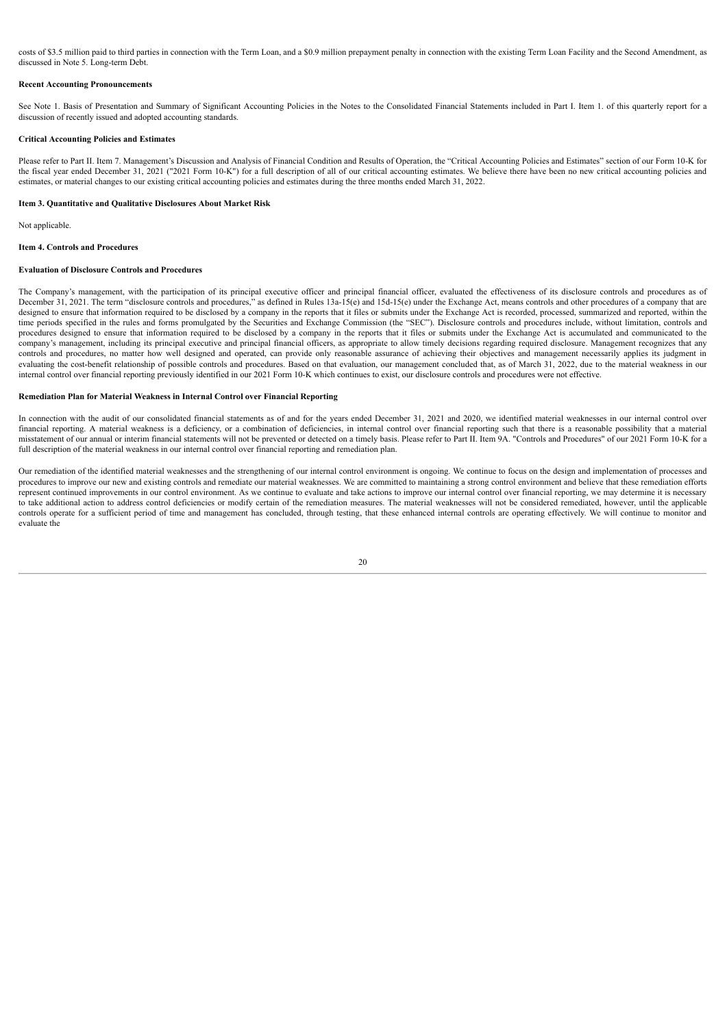costs of $3.5 million paid to third parties in connection with the Term Loan, and a $0.9 million prepayment penalty in connection with the existing Term Loan Facility and the Second Amendment, as discussed in Note 5. Long-term Debt.

**Recent Accounting Pronouncements**

See Note 1. Basis of Presentation and Summary of Significant Accounting Policies in the Notes to the Consolidated Financial Statements included in Part I. Item 1. of this quarterly report for a discussion of recently issued and adopted accounting standards.

**Critical Accounting Policies and Estimates**

Please refer to Part II. Item 7. Management's Discussion and Analysis of Financial Condition and Results of Operation, the "Critical Accounting Policies and Estimates" section of our Form 10-K for the fiscal year ended December 31, 2021 ("2021 Form 10-K") for a full description of all of our critical accounting estimates. We believe there have been no new critical accounting policies and estimates, or material changes to our existing critical accounting policies and estimates during the three months ended March 31, 2022.

**Item 3. Quantitative and Qualitative Disclosures About Market Risk**

Not applicable.

**Item 4. Controls and Procedures**

**Evaluation of Disclosure Controls and Procedures**

The Company's management, with the participation of its principal executive officer and principal financial officer, evaluated the effectiveness of its disclosure controls and procedures as of December 31, 2021. The term "disclosure controls and procedures," as defined in Rules 13a-15(e) and 15d-15(e) under the Exchange Act, means controls and other procedures of a company that are designed to ensure that information required to be disclosed by a company in the reports that it files or submits under the Exchange Act is recorded, processed, summarized and reported, within the time periods specified in the rules and forms promulgated by the Securities and Exchange Commission (the "SEC"). Disclosure controls and procedures include, without limitation, controls and procedures designed to ensure that information required to be disclosed by a company in the reports that it files or submits under the Exchange Act is accumulated and communicated to the company's management, including its principal executive and principal financial officers, as appropriate to allow timely decisions regarding required disclosure. Management recognizes that any controls and procedures, no matter how well designed and operated, can provide only reasonable assurance of achieving their objectives and management necessarily applies its judgment in evaluating the cost-benefit relationship of possible controls and procedures. Based on that evaluation, our management concluded that, as of March 31, 2022, due to the material weakness in our internal control over financial reporting previously identified in our 2021 Form 10-K which continues to exist, our disclosure controls and procedures were not effective.

**Remediation Plan for Material Weakness in Internal Control over Financial Reporting**

In connection with the audit of our consolidated financial statements as of and for the years ended December 31, 2021 and 2020, we identified material weaknesses in our internal control over financial reporting. A material weakness is a deficiency, or a combination of deficiencies, in internal control over financial reporting such that there is a reasonable possibility that a material misstatement of our annual or interim financial statements will not be prevented or detected on a timely basis. Please refer to Part II. Item 9A. "Controls and Procedures" of our 2021 Form 10-K for a full description of the material weakness in our internal control over financial reporting and remediation plan.

Our remediation of the identified material weaknesses and the strengthening of our internal control environment is ongoing. We continue to focus on the design and implementation of processes and procedures to improve our new and existing controls and remediate our material weaknesses. We are committed to maintaining a strong control environment and believe that these remediation efforts represent continued improvements in our control environment. As we continue to evaluate and take actions to improve our internal control over financial reporting, we may determine it is necessary to take additional action to address control deficiencies or modify certain of the remediation measures. The material weaknesses will not be considered remediated, however, until the applicable controls operate for a sufficient period of time and management has concluded, through testing, that these enhanced internal controls are operating effectively. We will continue to monitor and evaluate the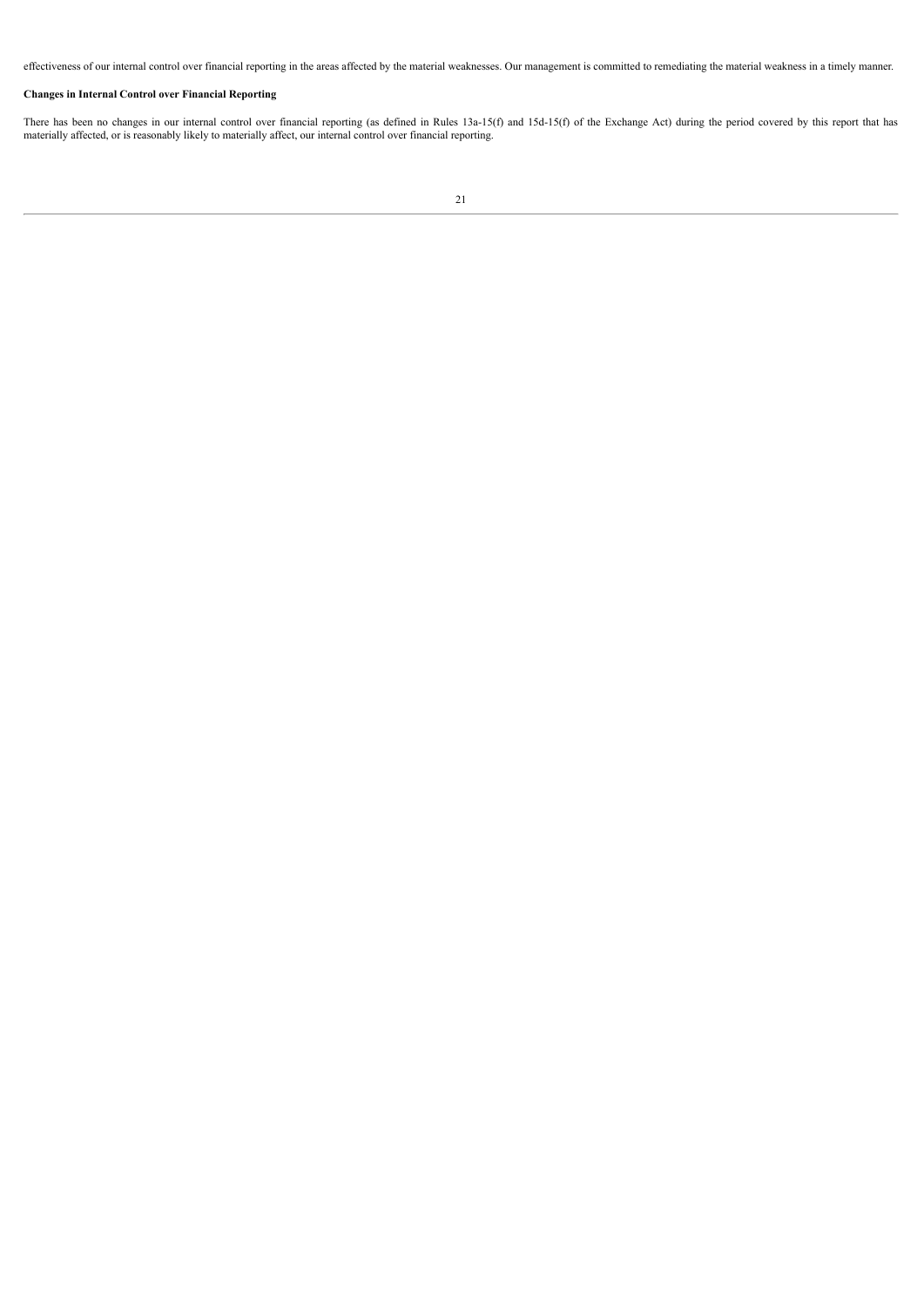effectiveness of our internal control over financial reporting in the areas affected by the material weaknesses. Our management is committed to remediating the material weakness in a timely manner.

**Changes in Internal Control over Financial Reporting**

There has been no changes in our internal control over financial reporting (as defined in Rules 13a-15(f) and 15d-15(f) of the Exchange Act) during the period covered by this report that has materially affected, or is reasonably likely to materially affect, our internal control over financial reporting.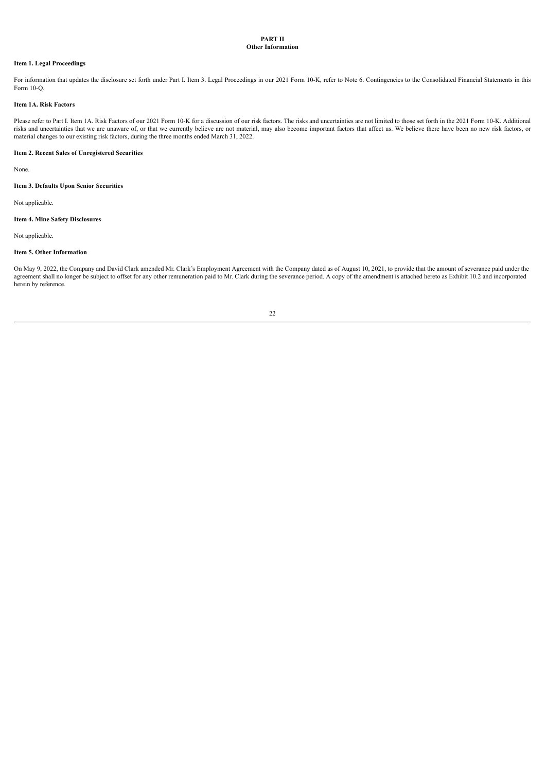# PART II
## Other Information

### Item 1. Legal Proceedings

For information that updates the disclosure set forth under Part I. Item 3. Legal Proceedings in our 2021 Form 10-K, refer to Note 6. Contingencies to the Consolidated Financial Statements in this Form 10-Q.

### Item 1A. Risk Factors

Please refer to Part I. Item 1A. Risk Factors of our 2021 Form 10-K for a discussion of our risk factors. The risks and uncertainties are not limited to those set forth in the 2021 Form 10-K. Additional risks and uncertainties that we are unaware of, or that we currently believe are not material, may also become important factors that affect us. We believe there have been no new risk factors, or material changes to our existing risk factors, during the three months ended March 31, 2022.

### Item 2. Recent Sales of Unregistered Securities

None.

### Item 3. Defaults Upon Senior Securities

Not applicable.

### Item 4. Mine Safety Disclosures

Not applicable.

### Item 5. Other Information

On May 9, 2022, the Company and David Clark amended Mr. Clark's Employment Agreement with the Company dated as of August 10, 2021, to provide that the amount of severance paid under the agreement shall no longer be subject to offset for any other remuneration paid to Mr. Clark during the severance period. A copy of the amendment is attached hereto as Exhibit 10.2 and incorporated herein by reference.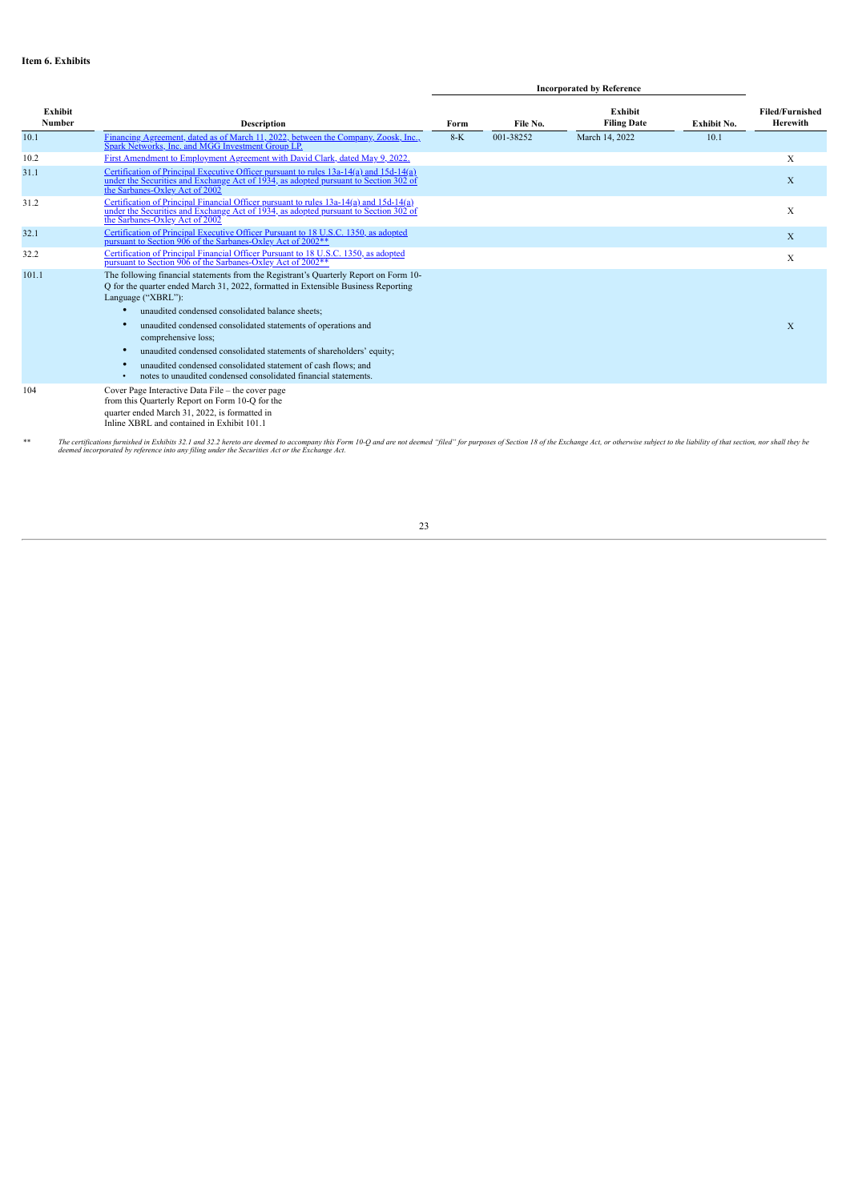**Item 6. Exhibits**

| Exhibit Number | Description | Incorporated by Reference | | | | Filed/Furnished Herewith |
|---|---|---|---|---|---|---|
| | | Form | File No. | Exhibit Filing Date | Exhibit No. | |
| 10.1 | Financing Agreement, dated as of March 11, 2022, between the Company, Zoosk, Inc., Spark Networks, Inc. and MGG Investment Group LP. | 8-K | 001-38252 | March 14, 2022 | 10.1 | |
| 10.2 | First Amendment to Employment Agreement with David Clark, dated May 9, 2022. | | | | | X |
| 31.1 | Certification of Principal Executive Officer pursuant to rules 13a-14(a) and 15d-14(a) under the Securities and Exchange Act of 1934, as adopted pursuant to Section 302 of the Sarbanes-Oxley Act of 2002 | | | | | X |
| 31.2 | Certification of Principal Financial Officer pursuant to rules 13a-14(a) and 15d-14(a) under the Securities and Exchange Act of 1934, as adopted pursuant to Section 302 of the Sarbanes-Oxley Act of 2002 | | | | | X |
| 32.1 | Certification of Principal Executive Officer Pursuant to 18 U.S.C. 1350, as adopted pursuant to Section 906 of the Sarbanes-Oxley Act of 2002** | | | | | X |
| 32.2 | Certification of Principal Financial Officer Pursuant to 18 U.S.C. 1350, as adopted pursuant to Section 906 of the Sarbanes-Oxley Act of 2002** | | | | | X |
| 101.1 | The following financial statements from the Registrant's Quarterly Report on Form 10-Q for the quarter ended March 31, 2022, formatted in Extensible Business Reporting Language ("XBRL"): • unaudited condensed consolidated balance sheets; • unaudited condensed consolidated statements of operations and comprehensive loss; • unaudited condensed consolidated statements of shareholders' equity; • unaudited condensed consolidated statement of cash flows; and • notes to unaudited condensed consolidated financial statements. | | | | | X |
| 104 | Cover Page Interactive Data File – the cover page from this Quarterly Report on Form 10-Q for the quarter ended March 31, 2022, is formatted in Inline XBRL and contained in Exhibit 101.1 | | | | | |

** *The certifications furnished in Exhibits 32.1 and 32.2 hereto are deemed to accompany this Form 10-Q and are not deemed "filed" for purposes of Section 18 of the Exchange Act, or otherwise subject to the liability of that section, nor shall they be deemed incorporated by reference into any filing under the Securities Act or the Exchange Act.*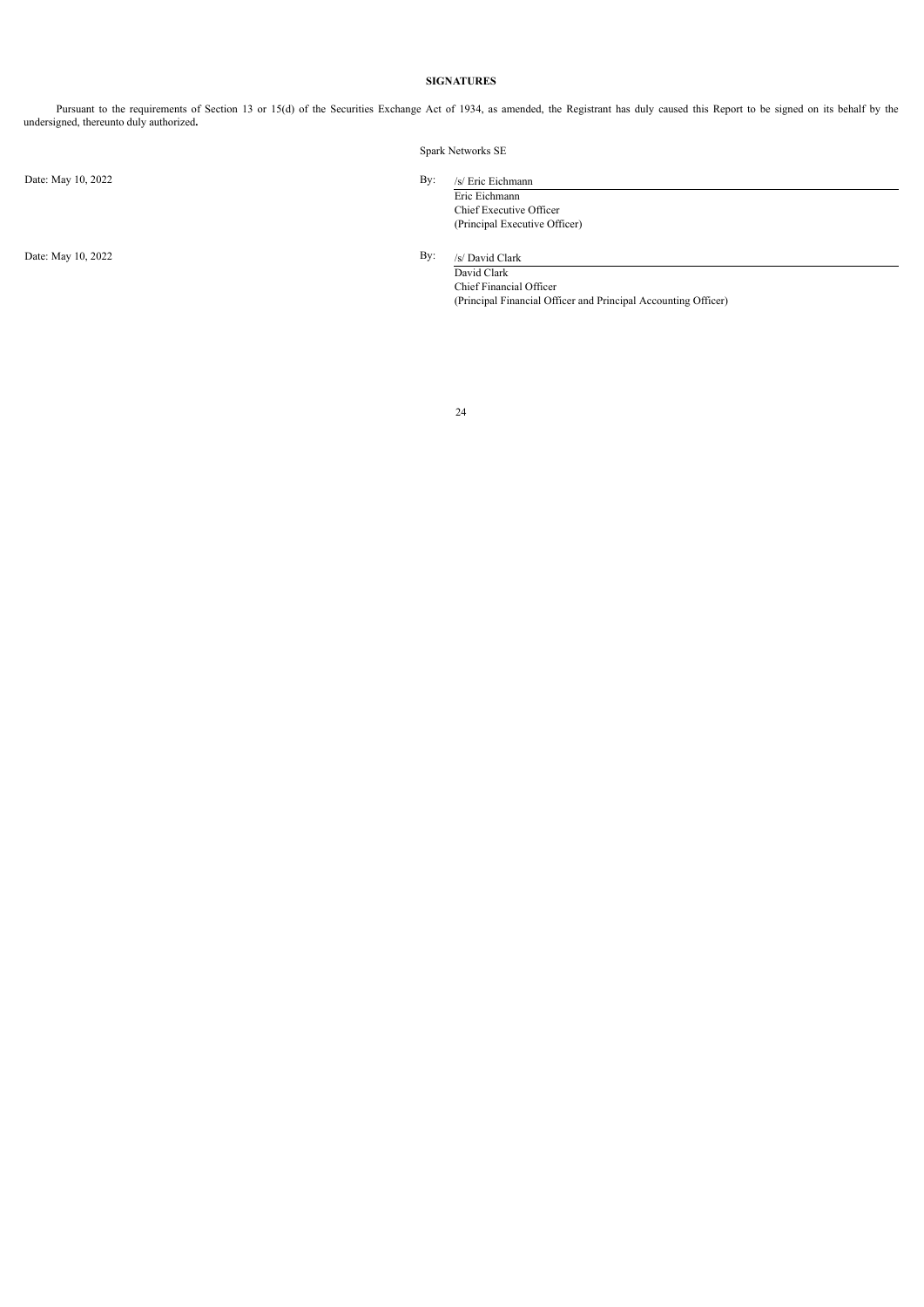**SIGNATURES**

Pursuant to the requirements of Section 13 or 15(d) of the Securities Exchange Act of 1934, as amended, the Registrant has duly caused this Report to be signed on its behalf by the undersigned, thereunto duly authorized**.**

Spark Networks SE

Date: May 10, 2022

By: /s/ Eric Eichmann
Eric Eichmann
Chief Executive Officer
(Principal Executive Officer)

Date: May 10, 2022

By: /s/ David Clark
David Clark
Chief Financial Officer
(Principal Financial Officer and Principal Accounting Officer)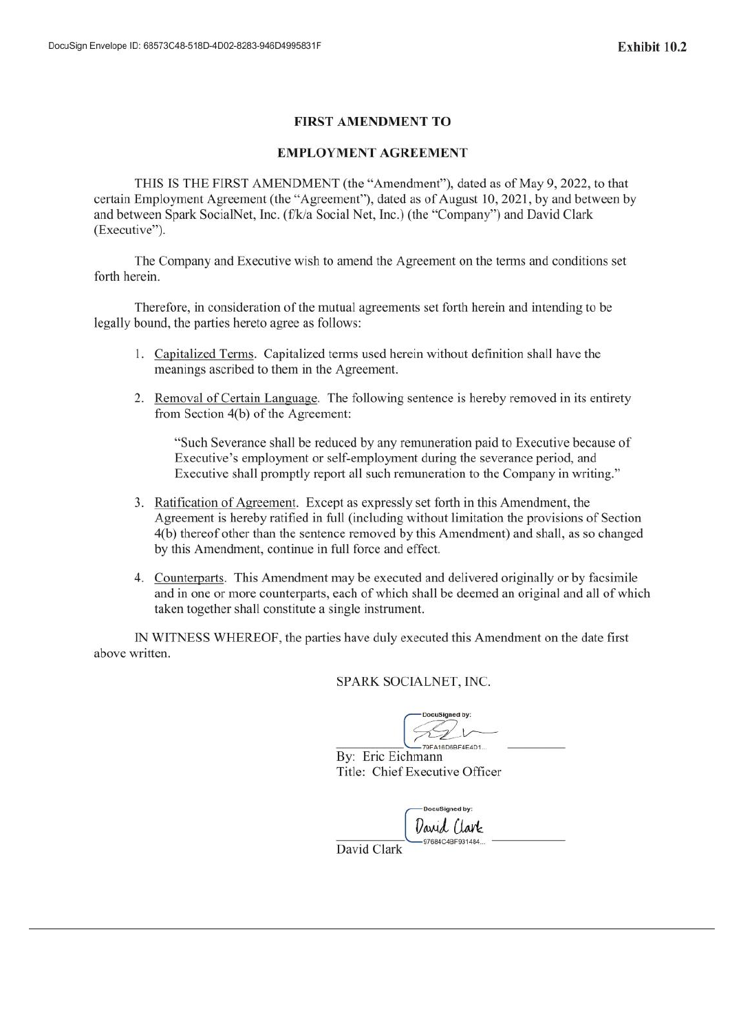Exhibit 10.2

**FIRST AMENDMENT TO**

**EMPLOYMENT AGREEMENT**

THIS IS THE FIRST AMENDMENT (the "Amendment"), dated as of May 9, 2022, to that certain Employment Agreement (the "Agreement"), dated as of August 10, 2021, by and between by and between Spark SocialNet, Inc. (f/k/a Social Net, Inc.) (the "Company") and David Clark (Executive").

The Company and Executive wish to amend the Agreement on the terms and conditions set forth herein.

Therefore, in consideration of the mutual agreements set forth herein and intending to be legally bound, the parties hereto agree as follows:

1. Capitalized Terms. Capitalized terms used herein without definition shall have the meanings ascribed to them in the Agreement.

2. Removal of Certain Language. The following sentence is hereby removed in its entirety from Section 4(b) of the Agreement:

   "Such Severance shall be reduced by any remuneration paid to Executive because of Executive's employment or self-employment during the severance period, and Executive shall promptly report all such remuneration to the Company in writing."

3. Ratification of Agreement. Except as expressly set forth in this Amendment, the Agreement is hereby ratified in full (including without limitation the provisions of Section 4(b) thereof other than the sentence removed by this Amendment) and shall, as so changed by this Amendment, continue in full force and effect.

4. Counterparts. This Amendment may be executed and delivered originally or by facsimile and in one or more counterparts, each of which shall be deemed an original and all of which taken together shall constitute a single instrument.

IN WITNESS WHEREOF, the parties have duly executed this Amendment on the date first above written.

SPARK SOCIALNET, INC.

DocuSigned by:

79FA16D6BF4E4D1...

By: Eric Eichmann
Title: Chief Executive Officer

DocuSigned by:

David Clark

97684C43F931484...

David Clark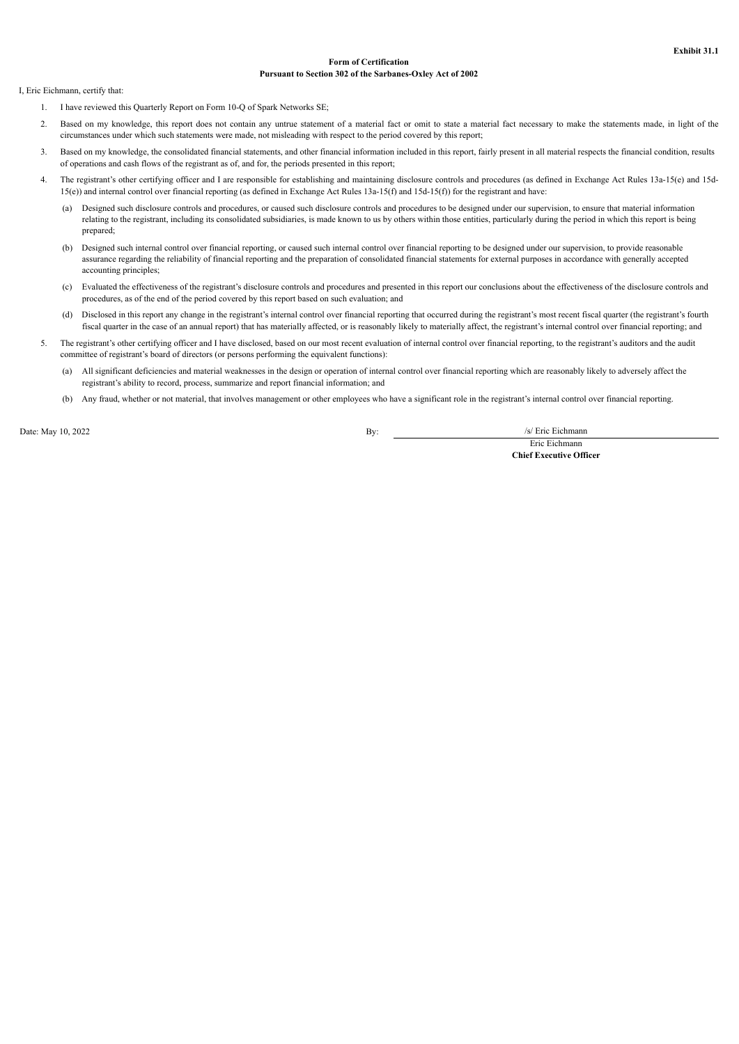**Exhibit 31.1**

**Form of Certification**
**Pursuant to Section 302 of the Sarbanes-Oxley Act of 2002**

I, Eric Eichmann, certify that:

1. I have reviewed this Quarterly Report on Form 10-Q of Spark Networks SE;
2. Based on my knowledge, this report does not contain any untrue statement of a material fact or omit to state a material fact necessary to make the statements made, in light of the circumstances under which such statements were made, not misleading with respect to the period covered by this report;
3. Based on my knowledge, the consolidated financial statements, and other financial information included in this report, fairly present in all material respects the financial condition, results of operations and cash flows of the registrant as of, and for, the periods presented in this report;
4. The registrant's other certifying officer and I are responsible for establishing and maintaining disclosure controls and procedures (as defined in Exchange Act Rules 13a-15(e) and 15d-15(e)) and internal control over financial reporting (as defined in Exchange Act Rules 13a-15(f) and 15d-15(f)) for the registrant and have:
   - (a) Designed such disclosure controls and procedures, or caused such disclosure controls and procedures to be designed under our supervision, to ensure that material information relating to the registrant, including its consolidated subsidiaries, is made known to us by others within those entities, particularly during the period in which this report is being prepared;
   - (b) Designed such internal control over financial reporting, or caused such internal control over financial reporting to be designed under our supervision, to provide reasonable assurance regarding the reliability of financial reporting and the preparation of consolidated financial statements for external purposes in accordance with generally accepted accounting principles;
   - (c) Evaluated the effectiveness of the registrant's disclosure controls and procedures and presented in this report our conclusions about the effectiveness of the disclosure controls and procedures, as of the end of the period covered by this report based on such evaluation; and
   - (d) Disclosed in this report any change in the registrant's internal control over financial reporting that occurred during the registrant's most recent fiscal quarter (the registrant's fourth fiscal quarter in the case of an annual report) that has materially affected, or is reasonably likely to materially affect, the registrant's internal control over financial reporting; and
5. The registrant's other certifying officer and I have disclosed, based on our most recent evaluation of internal control over financial reporting, to the registrant's auditors and the audit committee of registrant's board of directors (or persons performing the equivalent functions):
   - (a) All significant deficiencies and material weaknesses in the design or operation of internal control over financial reporting which are reasonably likely to adversely affect the registrant's ability to record, process, summarize and report financial information; and
   - (b) Any fraud, whether or not material, that involves management or other employees who have a significant role in the registrant's internal control over financial reporting.

Date: May 10, 2022

By: /s/ Eric Eichmann
Eric Eichmann
**Chief Executive Officer**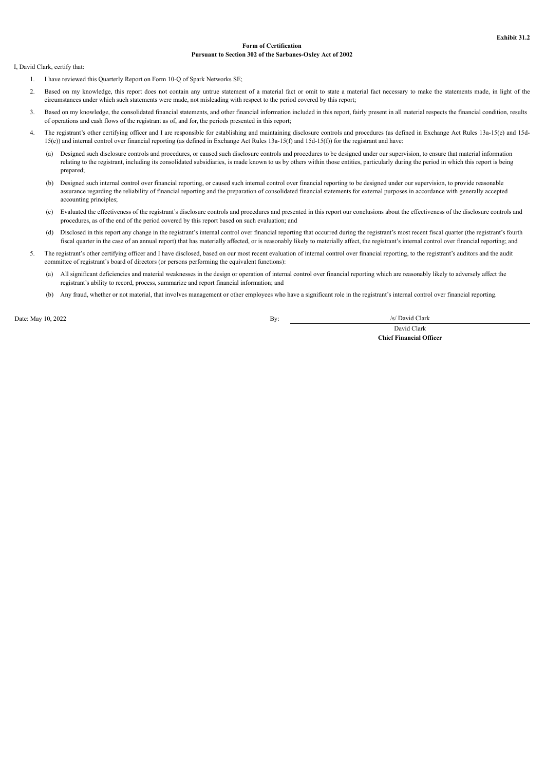**Exhibit 31.2**

**Form of Certification**
**Pursuant to Section 302 of the Sarbanes-Oxley Act of 2002**

I, David Clark, certify that:

1. I have reviewed this Quarterly Report on Form 10-Q of Spark Networks SE;
2. Based on my knowledge, this report does not contain any untrue statement of a material fact or omit to state a material fact necessary to make the statements made, in light of the circumstances under which such statements were made, not misleading with respect to the period covered by this report;
3. Based on my knowledge, the consolidated financial statements, and other financial information included in this report, fairly present in all material respects the financial condition, results of operations and cash flows of the registrant as of, and for, the periods presented in this report;
4. The registrant's other certifying officer and I are responsible for establishing and maintaining disclosure controls and procedures (as defined in Exchange Act Rules 13a-15(e) and 15d-15(e)) and internal control over financial reporting (as defined in Exchange Act Rules 13a-15(f) and 15d-15(f)) for the registrant and have:
   (a) Designed such disclosure controls and procedures, or caused such disclosure controls and procedures to be designed under our supervision, to ensure that material information relating to the registrant, including its consolidated subsidiaries, is made known to us by others within those entities, particularly during the period in which this report is being prepared;
   (b) Designed such internal control over financial reporting, or caused such internal control over financial reporting to be designed under our supervision, to provide reasonable assurance regarding the reliability of financial reporting and the preparation of consolidated financial statements for external purposes in accordance with generally accepted accounting principles;
   (c) Evaluated the effectiveness of the registrant's disclosure controls and procedures and presented in this report our conclusions about the effectiveness of the disclosure controls and procedures, as of the end of the period covered by this report based on such evaluation; and
   (d) Disclosed in this report any change in the registrant's internal control over financial reporting that occurred during the registrant's most recent fiscal quarter (the registrant's fourth fiscal quarter in the case of an annual report) that has materially affected, or is reasonably likely to materially affect, the registrant's internal control over financial reporting; and
5. The registrant's other certifying officer and I have disclosed, based on our most recent evaluation of internal control over financial reporting, to the registrant's auditors and the audit committee of registrant's board of directors (or persons performing the equivalent functions):
   (a) All significant deficiencies and material weaknesses in the design or operation of internal control over financial reporting which are reasonably likely to adversely affect the registrant's ability to record, process, summarize and report financial information; and
   (b) Any fraud, whether or not material, that involves management or other employees who have a significant role in the registrant's internal control over financial reporting.

Date: May 10, 2022

By: /s/ David Clark
David Clark
**Chief Financial Officer**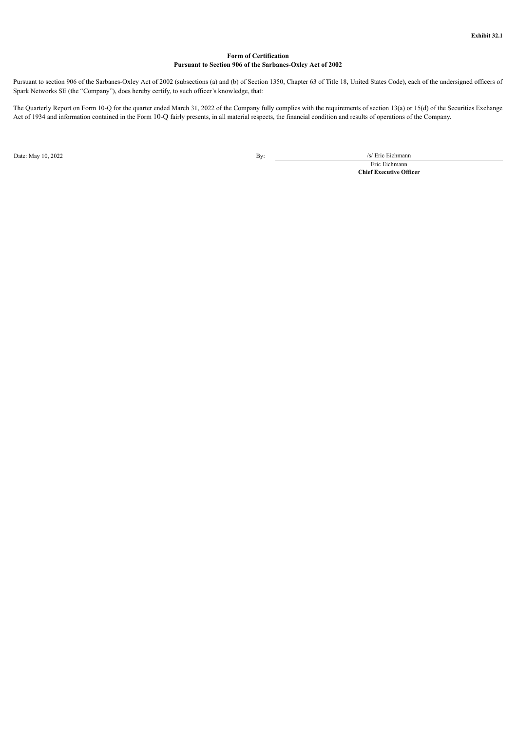**Exhibit 32.1**

**Form of Certification**
**Pursuant to Section 906 of the Sarbanes-Oxley Act of 2002**

Pursuant to section 906 of the Sarbanes-Oxley Act of 2002 (subsections (a) and (b) of Section 1350, Chapter 63 of Title 18, United States Code), each of the undersigned officers of Spark Networks SE (the "Company"), does hereby certify, to such officer's knowledge, that:

The Quarterly Report on Form 10-Q for the quarter ended March 31, 2022 of the Company fully complies with the requirements of section 13(a) or 15(d) of the Securities Exchange Act of 1934 and information contained in the Form 10-Q fairly presents, in all material respects, the financial condition and results of operations of the Company.

Date: May 10, 2022

By: /s/ Eric Eichmann

Eric Eichmann
**Chief Executive Officer**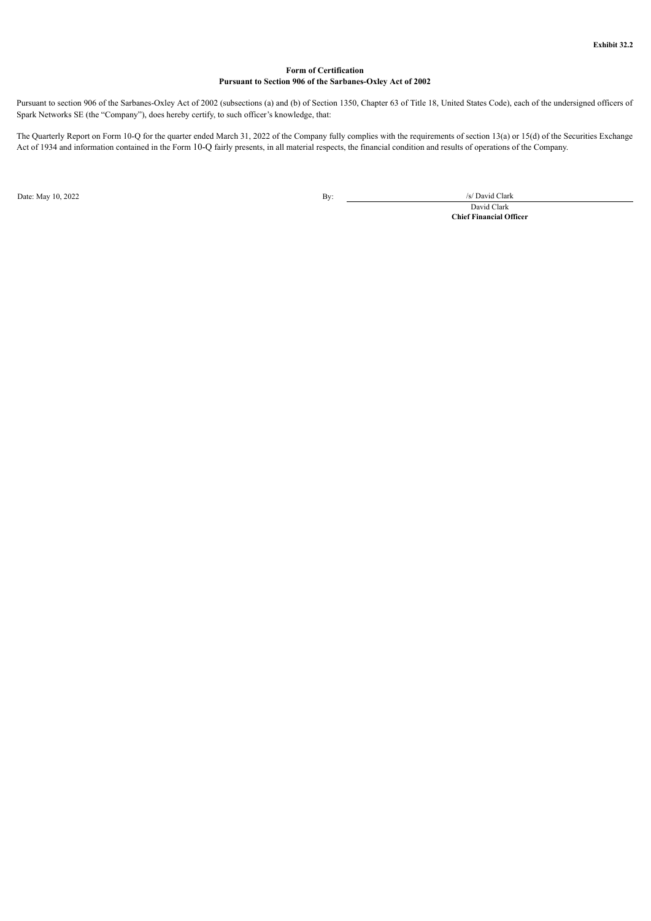Exhibit 32.2

**Form of Certification**
**Pursuant to Section 906 of the Sarbanes-Oxley Act of 2002**

Pursuant to section 906 of the Sarbanes-Oxley Act of 2002 (subsections (a) and (b) of Section 1350, Chapter 63 of Title 18, United States Code), each of the undersigned officers of Spark Networks SE (the "Company"), does hereby certify, to such officer's knowledge, that:

The Quarterly Report on Form 10-Q for the quarter ended March 31, 2022 of the Company fully complies with the requirements of section 13(a) or 15(d) of the Securities Exchange Act of 1934 and information contained in the Form 10-Q fairly presents, in all material respects, the financial condition and results of operations of the Company.

Date: May 10, 2022

By: /s/ David Clark
David Clark
**Chief Financial Officer**